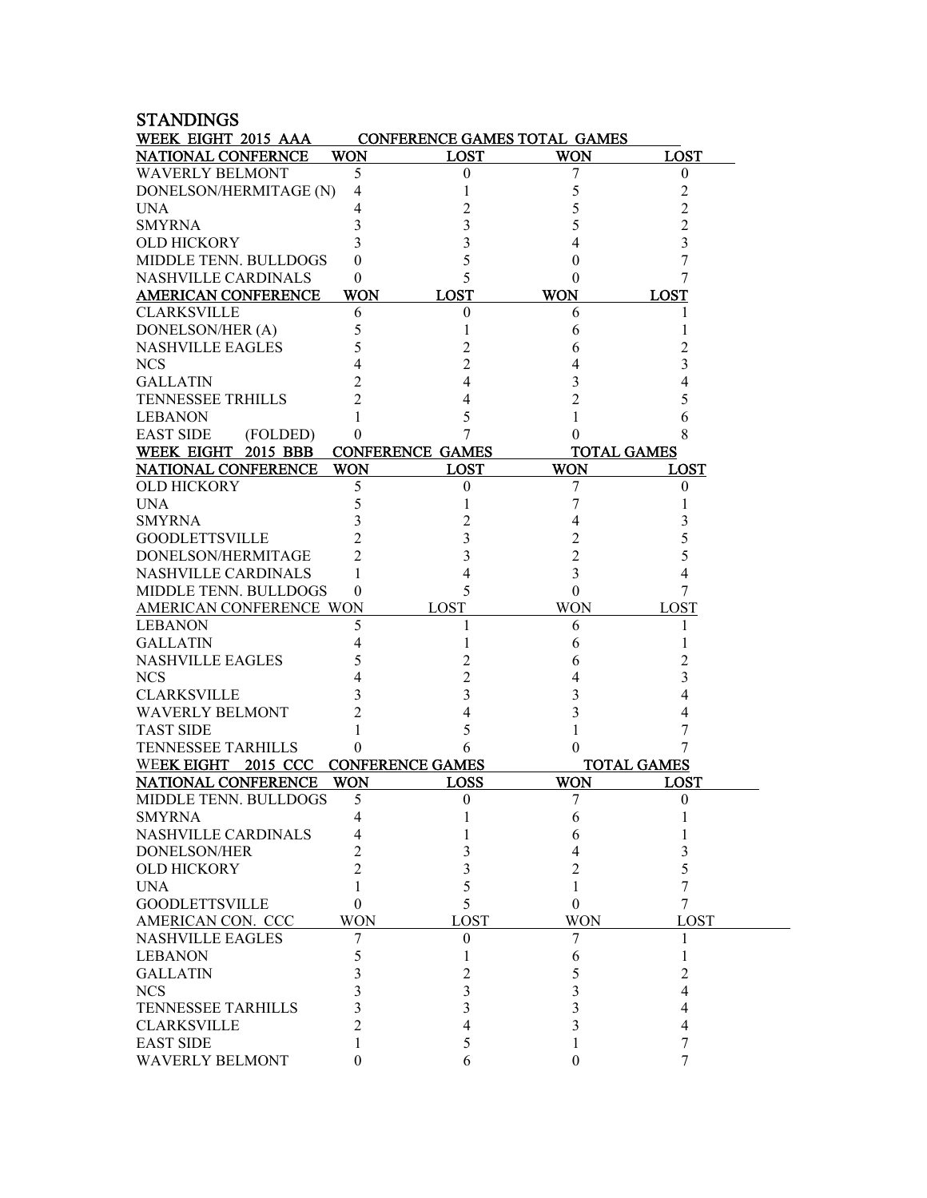## STANDINGS

| WEEK EIGHT 2015 AAA | CONFERENCE GAMES | | TOTAL GAMES | |
|---|---|---|---|---|
| **NATIONAL CONFERNCE** | **WON** | **LOST** | **WON** | **LOST** |
| WAVERLY BELMONT | 5 | 0 | 7 | 0 |
| DONELSON/HERMITAGE (N) | 4 | 1 | 5 | 2 |
| UNA | 4 | 2 | 5 | 2 |
| SMYRNA | 3 | 3 | 5 | 2 |
| OLD HICKORY | 3 | 3 | 4 | 3 |
| MIDDLE TENN. BULLDOGS | 0 | 5 | 0 | 7 |
| NASHVILLE CARDINALS | 0 | 5 | 0 | 7 |
| **AMERICAN CONFERENCE** | **WON** | **LOST** | **WON** | **LOST** |
| CLARKSVILLE | 6 | 0 | 6 | 1 |
| DONELSON/HER (A) | 5 | 1 | 6 | 1 |
| NASHVILLE EAGLES | 5 | 2 | 6 | 2 |
| NCS | 4 | 2 | 4 | 3 |
| GALLATIN | 2 | 4 | 3 | 4 |
| TENNESSEE TRHILLS | 2 | 4 | 2 | 5 |
| LEBANON | 1 | 5 | 1 | 6 |
| EAST SIDE (FOLDED) | 0 | 7 | 0 | 8 |

| WEEK EIGHT 2015 BBB | CONFERENCE GAMES | | TOTAL GAMES | |
|---|---|---|---|---|
| **NATIONAL CONFERENCE** | **WON** | **LOST** | **WON** | **LOST** |
| OLD HICKORY | 5 | 0 | 7 | 0 |
| UNA | 5 | 1 | 7 | 1 |
| SMYRNA | 3 | 2 | 4 | 3 |
| GOODLETTSVILLE | 2 | 3 | 2 | 5 |
| DONELSON/HERMITAGE | 2 | 3 | 2 | 5 |
| NASHVILLE CARDINALS | 1 | 4 | 3 | 4 |
| MIDDLE TENN. BULLDOGS | 0 | 5 | 0 | 7 |
| AMERICAN CONFERENCE | WON | LOST | WON | LOST |
| LEBANON | 5 | 1 | 6 | 1 |
| GALLATIN | 4 | 1 | 6 | 1 |
| NASHVILLE EAGLES | 5 | 2 | 6 | 2 |
| NCS | 4 | 2 | 4 | 3 |
| CLARKSVILLE | 3 | 3 | 3 | 4 |
| WAVERLY BELMONT | 2 | 4 | 3 | 4 |
| TAST SIDE | 1 | 5 | 1 | 7 |
| TENNESSEE TARHILLS | 0 | 6 | 0 | 7 |

| WEEK EIGHT 2015 CCC | CONFERENCE GAMES | | TOTAL GAMES | |
|---|---|---|---|---|
| **NATIONAL CONFERENCE** | **WON** | **LOSS** | **WON** | **LOST** |
| MIDDLE TENN. BULLDOGS | 5 | 0 | 7 | 0 |
| SMYRNA | 4 | 1 | 6 | 1 |
| NASHVILLE CARDINALS | 4 | 1 | 6 | 1 |
| DONELSON/HER | 2 | 3 | 4 | 3 |
| OLD HICKORY | 2 | 3 | 2 | 5 |
| UNA | 1 | 5 | 1 | 7 |
| GOODLETTSVILLE | 0 | 5 | 0 | 7 |
| AMERICAN CON. CCC | WON | LOST | WON | LOST |
| NASHVILLE EAGLES | 7 | 0 | 7 | 1 |
| LEBANON | 5 | 1 | 6 | 1 |
| GALLATIN | 3 | 2 | 5 | 2 |
| NCS | 3 | 3 | 3 | 4 |
| TENNESSEE TARHILLS | 3 | 3 | 3 | 4 |
| CLARKSVILLE | 2 | 4 | 3 | 4 |
| EAST SIDE | 1 | 5 | 1 | 7 |
| WAVERLY BELMONT | 0 | 6 | 0 | 7 |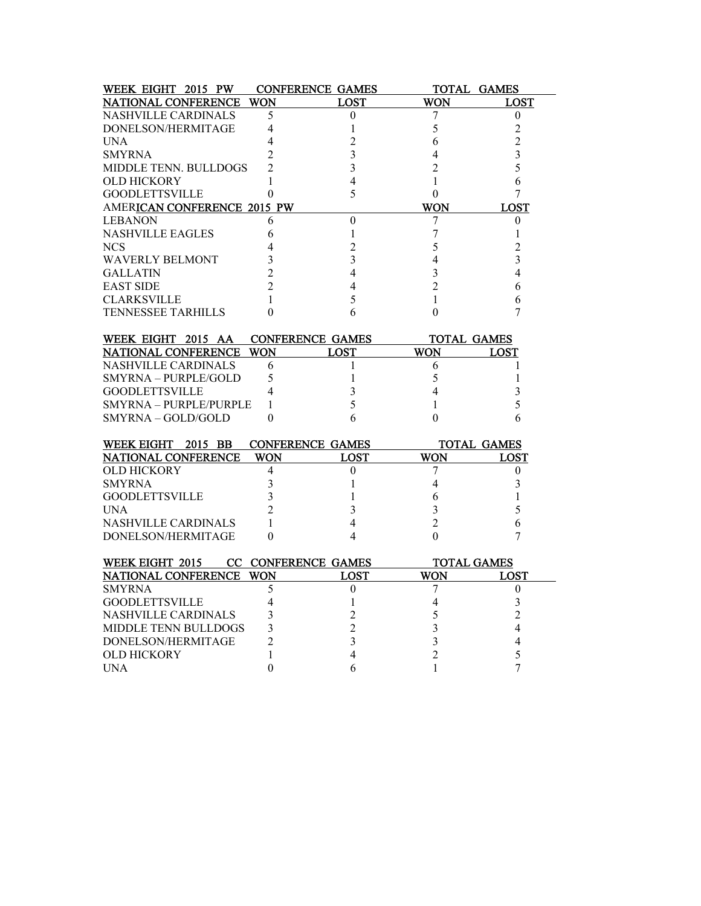| WEEK EIGHT 2015 PW | CONFERENCE GAMES | | TOTAL GAMES | |
|---|---|---|---|---|
| NATIONAL CONFERENCE | WON | LOST | WON | LOST |
| NASHVILLE CARDINALS | 5 | 0 | 7 | 0 |
| DONELSON/HERMITAGE | 4 | 1 | 5 | 2 |
| UNA | 4 | 2 | 6 | 2 |
| SMYRNA | 2 | 3 | 4 | 3 |
| MIDDLE TENN. BULLDOGS | 2 | 3 | 2 | 5 |
| OLD HICKORY | 1 | 4 | 1 | 6 |
| GOODLETTSVILLE | 0 | 5 | 0 | 7 |
| AMERICAN CONFERENCE 2015 PW | | | WON | LOST |
| LEBANON | 6 | 0 | 7 | 0 |
| NASHVILLE EAGLES | 6 | 1 | 7 | 1 |
| NCS | 4 | 2 | 5 | 2 |
| WAVERLY BELMONT | 3 | 3 | 4 | 3 |
| GALLATIN | 2 | 4 | 3 | 4 |
| EAST SIDE | 2 | 4 | 2 | 6 |
| CLARKSVILLE | 1 | 5 | 1 | 6 |
| TENNESSEE TARHILLS | 0 | 6 | 0 | 7 |

| WEEK EIGHT 2015 AA | CONFERENCE GAMES | | TOTAL GAMES | |
|---|---|---|---|---|
| NATIONAL CONFERENCE | WON | LOST | WON | LOST |
| NASHVILLE CARDINALS | 6 | 1 | 6 | 1 |
| SMYRNA – PURPLE/GOLD | 5 | 1 | 5 | 1 |
| GOODLETTSVILLE | 4 | 3 | 4 | 3 |
| SMYRNA – PURPLE/PURPLE | 1 | 5 | 1 | 5 |
| SMYRNA – GOLD/GOLD | 0 | 6 | 0 | 6 |

| WEEK EIGHT 2015 BB | CONFERENCE GAMES | | TOTAL GAMES | |
|---|---|---|---|---|
| NATIONAL CONFERENCE | WON | LOST | WON | LOST |
| OLD HICKORY | 4 | 0 | 7 | 0 |
| SMYRNA | 3 | 1 | 4 | 3 |
| GOODLETTSVILLE | 3 | 1 | 6 | 1 |
| UNA | 2 | 3 | 3 | 5 |
| NASHVILLE CARDINALS | 1 | 4 | 2 | 6 |
| DONELSON/HERMITAGE | 0 | 4 | 0 | 7 |

| WEEK EIGHT 2015 CC | CONFERENCE GAMES | | TOTAL GAMES | |
|---|---|---|---|---|
| NATIONAL CONFERENCE | WON | LOST | WON | LOST |
| SMYRNA | 5 | 0 | 7 | 0 |
| GOODLETTSVILLE | 4 | 1 | 4 | 3 |
| NASHVILLE CARDINALS | 3 | 2 | 5 | 2 |
| MIDDLE TENN BULLDOGS | 3 | 2 | 3 | 4 |
| DONELSON/HERMITAGE | 2 | 3 | 3 | 4 |
| OLD HICKORY | 1 | 4 | 2 | 5 |
| UNA | 0 | 6 | 1 | 7 |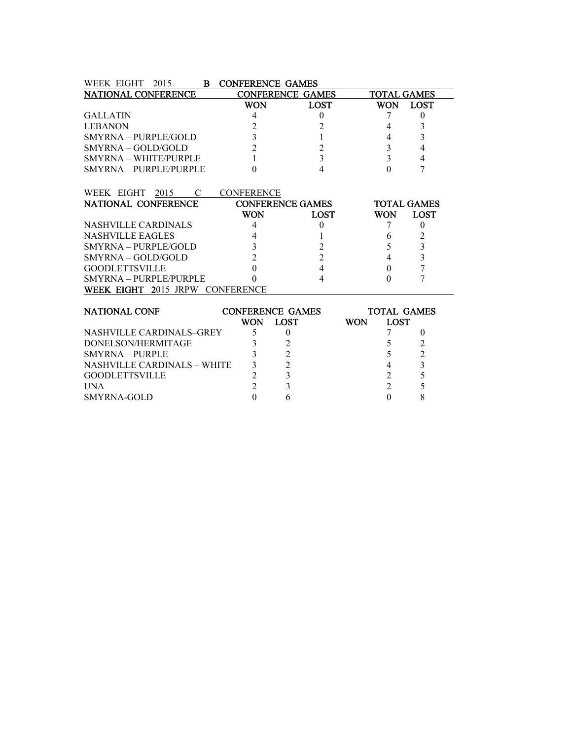WEEK EIGHT 2015 **B CONFERENCE GAMES**

| NATIONAL CONFERENCE | CONFERENCE GAMES | | TOTAL GAMES | |
|---|---|---|---|---|
| | WON | LOST | WON | LOST |
| GALLATIN | 4 | 0 | 7 | 0 |
| LEBANON | 2 | 2 | 4 | 3 |
| SMYRNA – PURPLE/GOLD | 3 | 1 | 4 | 3 |
| SMYRNA – GOLD/GOLD | 2 | 2 | 3 | 4 |
| SMYRNA – WHITE/PURPLE | 1 | 3 | 3 | 4 |
| SMYRNA – PURPLE/PURPLE | 0 | 4 | 0 | 7 |

WEEK EIGHT 2015 C CONFERENCE

| NATIONAL CONFERENCE | CONFERENCE GAMES | | TOTAL GAMES | |
|---|---|---|---|---|
| | WON | LOST | WON | LOST |
| NASHVILLE CARDINALS | 4 | 0 | 7 | 0 |
| NASHVILLE EAGLES | 4 | 1 | 6 | 2 |
| SMYRNA – PURPLE/GOLD | 3 | 2 | 5 | 3 |
| SMYRNA – GOLD/GOLD | 2 | 2 | 4 | 3 |
| GOODLETTSVILLE | 0 | 4 | 0 | 7 |
| SMYRNA – PURPLE/PURPLE | 0 | 4 | 0 | 7 |

**WEEK EIGHT 2015 JRPW CONFERENCE**

| NATIONAL CONF | CONFERENCE GAMES | | TOTAL GAMES | |
|---|---|---|---|---|
| | WON | LOST | WON | LOST |
| NASHVILLE CARDINALS–GREY | 5 | 0 | 7 | 0 |
| DONELSON/HERMITAGE | 3 | 2 | 5 | 2 |
| SMYRNA – PURPLE | 3 | 2 | 5 | 2 |
| NASHVILLE CARDINALS – WHITE | 3 | 2 | 4 | 3 |
| GOODLETTSVILLE | 2 | 3 | 2 | 5 |
| UNA | 2 | 3 | 2 | 5 |
| SMYRNA-GOLD | 0 | 6 | 0 | 8 |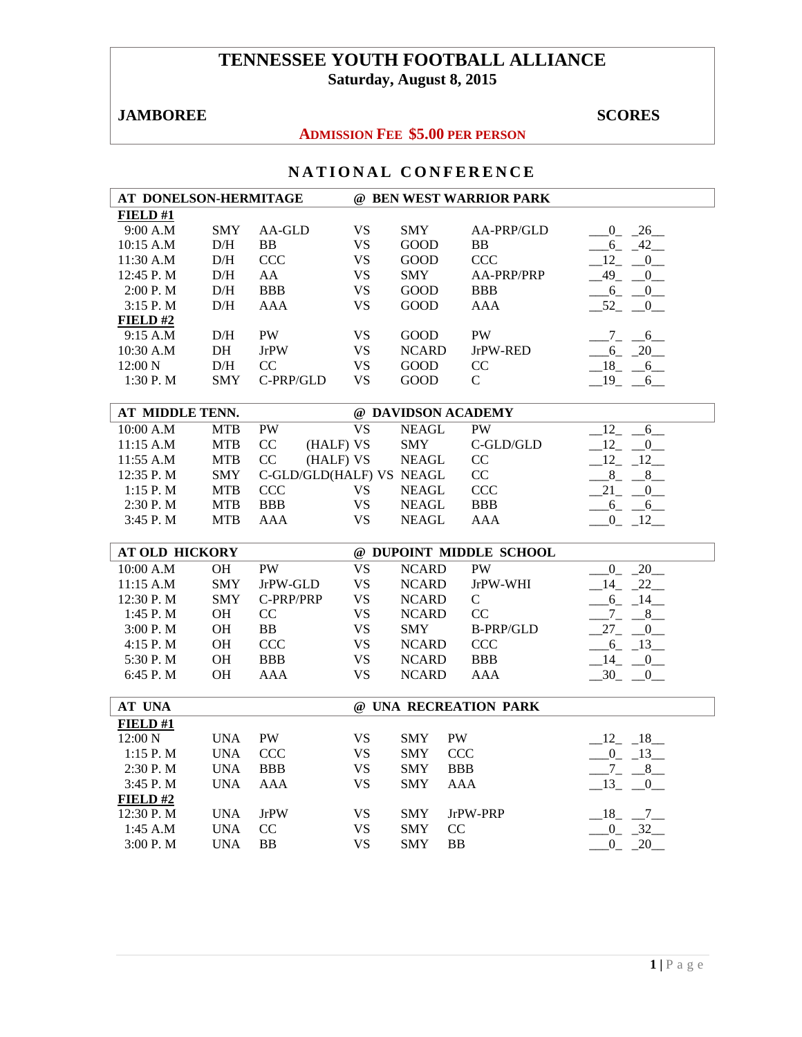# TENNESSEE YOUTH FOOTBALL ALLIANCE

**Saturday, August 8, 2015**

**JAMBOREE** **SCORES**

**ADMISSION FEE $5.00 PER PERSON**

## NATIONAL CONFERENCE

| AT DONELSON-HERMITAGE | | | | @ BEN WEST WARRIOR PARK | | | |
|---|---|---|---|---|---|---|---|
| **FIELD #1** | | | | | | | |
| 9:00 A.M | SMY | AA-GLD | VS | SMY | AA-PRP/GLD | 0 | 26 |
| 10:15 A.M | D/H | BB | VS | GOOD | BB | 6 | 42 |
| 11:30 A.M | D/H | CCC | VS | GOOD | CCC | 12 | 0 |
| 12:45 P. M | D/H | AA | VS | SMY | AA-PRP/PRP | 49 | 0 |
| 2:00 P. M | D/H | BBB | VS | GOOD | BBB | 6 | 0 |
| 3:15 P. M | D/H | AAA | VS | GOOD | AAA | 52 | 0 |
| **FIELD #2** | | | | | | | |
| 9:15 A.M | D/H | PW | VS | GOOD | PW | 7 | 6 |
| 10:30 A.M | DH | JrPW | VS | NCARD | JrPW-RED | 6 | 20 |
| 12:00 N | D/H | CC | VS | GOOD | CC | 18 | 6 |
| 1:30 P. M | SMY | C-PRP/GLD | VS | GOOD | C | 19 | 6 |

| AT MIDDLE TENN. | | | | @ DAVIDSON ACADEMY | | | |
|---|---|---|---|---|---|---|---|
| 10:00 A.M | MTB | PW | VS | NEAGL | PW | 12 | 6 |
| 11:15 A.M | MTB | CC (HALF) | VS | SMY | C-GLD/GLD | 12 | 0 |
| 11:55 A.M | MTB | CC (HALF) | VS | NEAGL | CC | 12 | 12 |
| 12:35 P. M | SMY | C-GLD/GLD(HALF) | VS | NEAGL | CC | 8 | 8 |
| 1:15 P. M | MTB | CCC | VS | NEAGL | CCC | 21 | 0 |
| 2:30 P. M | MTB | BBB | VS | NEAGL | BBB | 6 | 6 |
| 3:45 P. M | MTB | AAA | VS | NEAGL | AAA | 0 | 12 |

| AT OLD HICKORY | | | | @ DUPOINT MIDDLE SCHOOL | | | |
|---|---|---|---|---|---|---|---|
| 10:00 A.M | OH | PW | VS | NCARD | PW | 0 | 20 |
| 11:15 A.M | SMY | JrPW-GLD | VS | NCARD | JrPW-WHI | 14 | 22 |
| 12:30 P. M | SMY | C-PRP/PRP | VS | NCARD | C | 6 | 14 |
| 1:45 P. M | OH | CC | VS | NCARD | CC | 7 | 8 |
| 3:00 P. M | OH | BB | VS | SMY | B-PRP/GLD | 27 | 0 |
| 4:15 P. M | OH | CCC | VS | NCARD | CCC | 6 | 13 |
| 5:30 P. M | OH | BBB | VS | NCARD | BBB | 14 | 0 |
| 6:45 P. M | OH | AAA | VS | NCARD | AAA | 30 | 0 |

| AT UNA | | | | @ UNA RECREATION PARK | | | |
|---|---|---|---|---|---|---|---|
| **FIELD #1** | | | | | | | |
| 12:00 N | UNA | PW | VS | SMY | PW | 12 | 18 |
| 1:15 P. M | UNA | CCC | VS | SMY | CCC | 0 | 13 |
| 2:30 P. M | UNA | BBB | VS | SMY | BBB | 7 | 8 |
| 3:45 P. M | UNA | AAA | VS | SMY | AAA | 13 | 0 |
| **FIELD #2** | | | | | | | |
| 12:30 P. M | UNA | JrPW | VS | SMY | JrPW-PRP | 18 | 7 |
| 1:45 A.M | UNA | CC | VS | SMY | CC | 0 | 32 |
| 3:00 P. M | UNA | BB | VS | SMY | BB | 0 | 20 |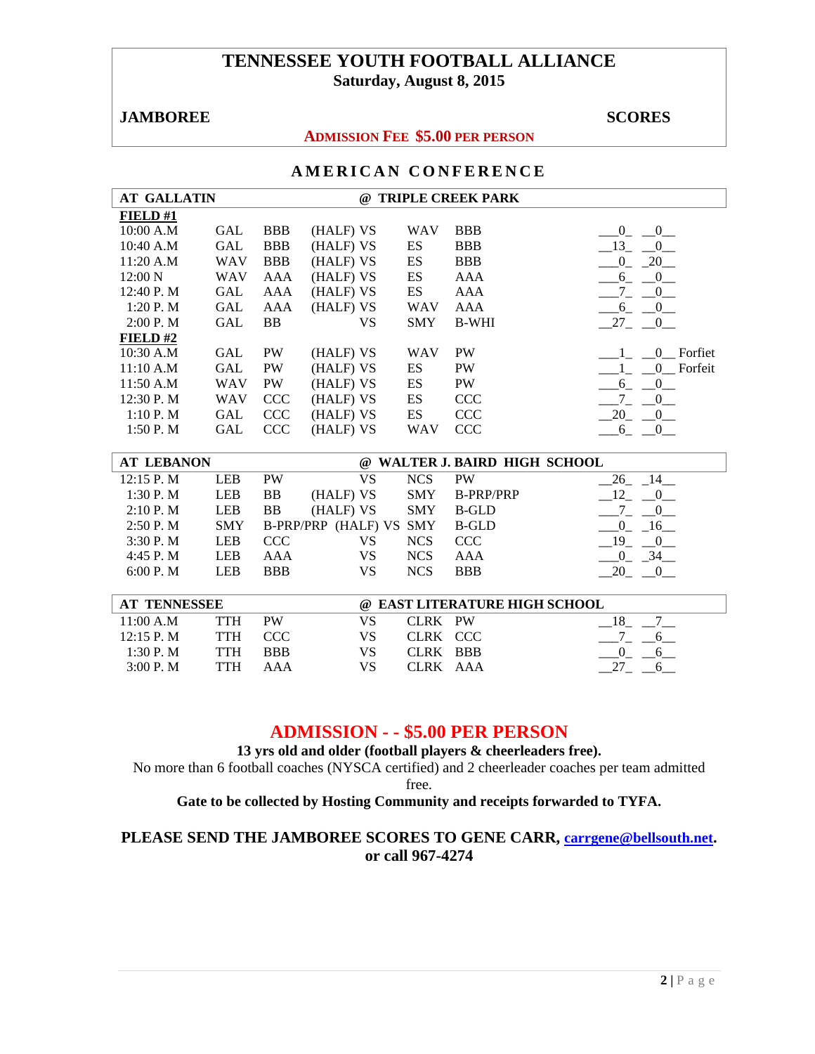# TENNESSEE YOUTH FOOTBALL ALLIANCE

**Saturday, August 8, 2015**

**JAMBOREE** **SCORES**

**ADMISSION FEE $5.00 PER PERSON**

## AMERICAN CONFERENCE

| AT GALLATIN | | | | @ TRIPLE CREEK PARK | | | | |
|---|---|---|---|---|---|---|---|---|
| **FIELD #1** | | | | | | | | |
| 10:00 A.M | GAL | BBB | (HALF) VS | WAV | BBB | 0 | 0 | |
| 10:40 A.M | GAL | BBB | (HALF) VS | ES | BBB | 13 | 0 | |
| 11:20 A.M | WAV | BBB | (HALF) VS | ES | BBB | 0 | 20 | |
| 12:00 N | WAV | AAA | (HALF) VS | ES | AAA | 6 | 0 | |
| 12:40 P. M | GAL | AAA | (HALF) VS | ES | AAA | 7 | 0 | |
| 1:20 P. M | GAL | AAA | (HALF) VS | WAV | AAA | 6 | 0 | |
| 2:00 P. M | GAL | BB | VS | SMY | B-WHI | 27 | 0 | |
| **FIELD #2** | | | | | | | | |
| 10:30 A.M | GAL | PW | (HALF) VS | WAV | PW | 1 | 0 | Forfiet |
| 11:10 A.M | GAL | PW | (HALF) VS | ES | PW | 1 | 0 | Forfeit |
| 11:50 A.M | WAV | PW | (HALF) VS | ES | PW | 6 | 0 | |
| 12:30 P. M | WAV | CCC | (HALF) VS | ES | CCC | 7 | 0 | |
| 1:10 P. M | GAL | CCC | (HALF) VS | ES | CCC | 20 | 0 | |
| 1:50 P. M | GAL | CCC | (HALF) VS | WAV | CCC | 6 | 0 | |

| AT LEBANON | | | | @ WALTER J. BAIRD HIGH SCHOOL | | | |
|---|---|---|---|---|---|---|---|
| 12:15 P. M | LEB | PW | VS | NCS | PW | 26 | 14 |
| 1:30 P. M | LEB | BB | (HALF) VS | SMY | B-PRP/PRP | 12 | 0 |
| 2:10 P. M | LEB | BB | (HALF) VS | SMY | B-GLD | 7 | 0 |
| 2:50 P. M | SMY | B-PRP/PRP | (HALF) VS | SMY | B-GLD | 0 | 16 |
| 3:30 P. M | LEB | CCC | VS | NCS | CCC | 19 | 0 |
| 4:45 P. M | LEB | AAA | VS | NCS | AAA | 0 | 34 |
| 6:00 P. M | LEB | BBB | VS | NCS | BBB | 20 | 0 |

| AT TENNESSEE | | | | @ EAST LITERATURE HIGH SCHOOL | | | |
|---|---|---|---|---|---|---|---|
| 11:00 A.M | TTH | PW | VS | CLRK | PW | 18 | 7 |
| 12:15 P. M | TTH | CCC | VS | CLRK | CCC | 7 | 6 |
| 1:30 P. M | TTH | BBB | VS | CLRK | BBB | 0 | 6 |
| 3:00 P. M | TTH | AAA | VS | CLRK | AAA | 27 | 6 |

## ADMISSION - - $5.00 PER PERSON

**13 yrs old and older (football players & cheerleaders free).**

No more than 6 football coaches (NYSCA certified) and 2 cheerleader coaches per team admitted free.

**Gate to be collected by Hosting Community and receipts forwarded to TYFA.**

**PLEASE SEND THE JAMBOREE SCORES TO GENE CARR, carrgene@bellsouth.net. or call 967-4274**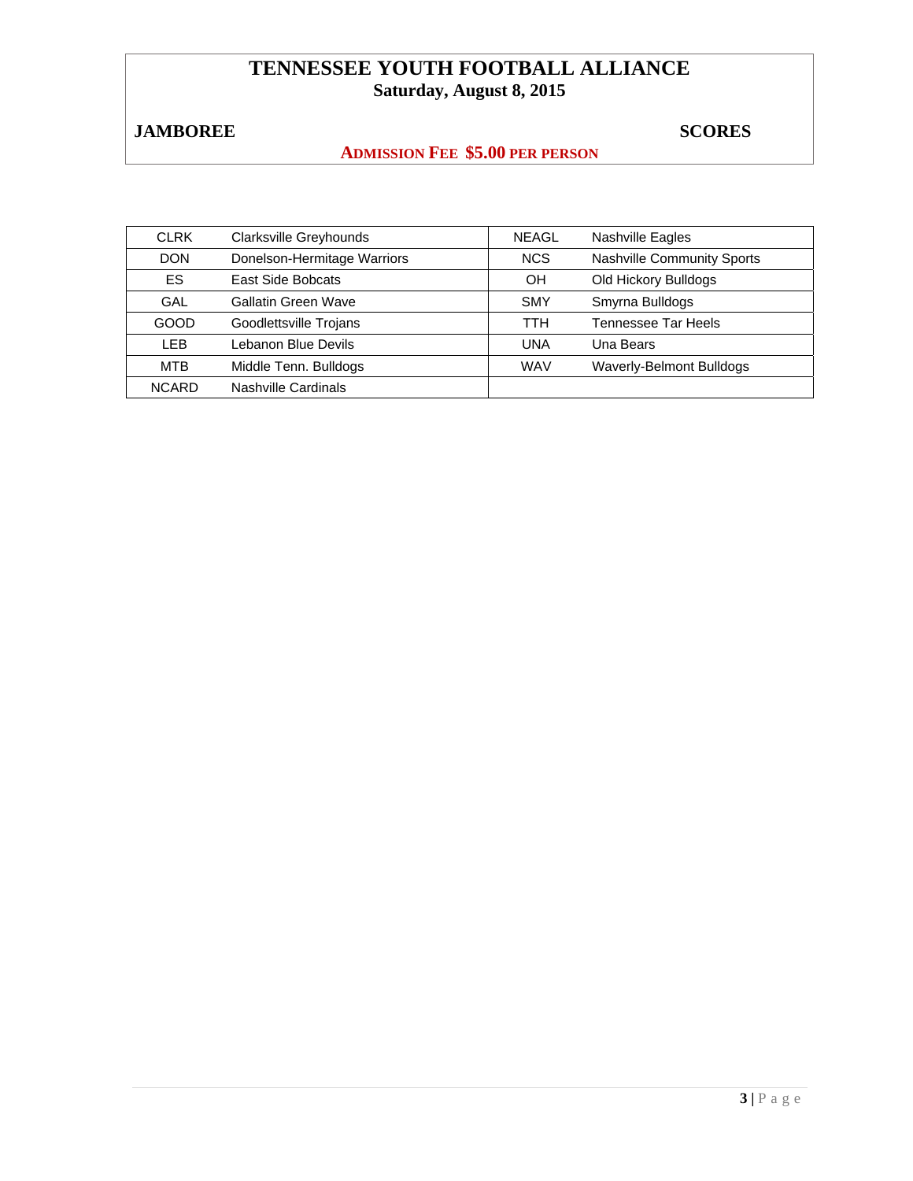# TENNESSEE YOUTH FOOTBALL ALLIANCE

## Saturday, August 8, 2015

**JAMBOREE** **SCORES**

**ADMISSION FEE $5.00 PER PERSON**

| | | | |
|---|---|---|---|
| CLRK | Clarksville Greyhounds | NEAGL | Nashville Eagles |
| DON | Donelson-Hermitage Warriors | NCS | Nashville Community Sports |
| ES | East Side Bobcats | OH | Old Hickory Bulldogs |
| GAL | Gallatin Green Wave | SMY | Smyrna Bulldogs |
| GOOD | Goodlettsville Trojans | TTH | Tennessee Tar Heels |
| LEB | Lebanon Blue Devils | UNA | Una Bears |
| MTB | Middle Tenn. Bulldogs | WAV | Waverly-Belmont Bulldogs |
| NCARD | Nashville Cardinals | | |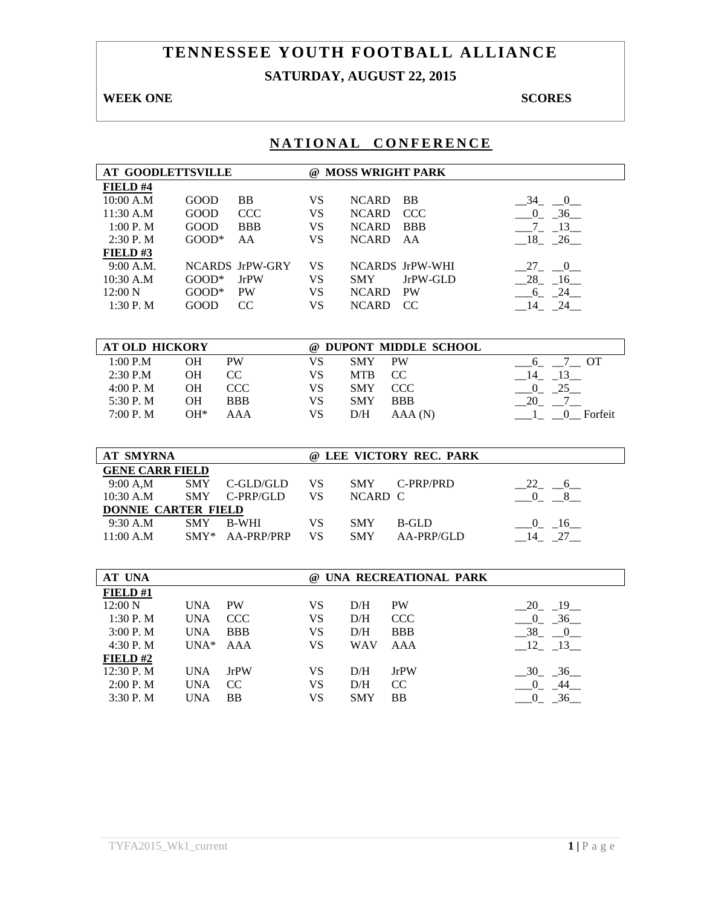# TENNESSEE YOUTH FOOTBALL ALLIANCE

## SATURDAY, AUGUST 22, 2015

**WEEK ONE** **SCORES**

## NATIONAL CONFERENCE

| AT GOODLETTSVILLE | | | @ MOSS WRIGHT PARK | | | |
|---|---|---|---|---|---|---|
| **FIELD #4** | | | | | | |
| 10:00 A.M | GOOD | BB | VS | NCARD | BB | 34 0 |
| 11:30 A.M | GOOD | CCC | VS | NCARD | CCC | 0 36 |
| 1:00 P. M | GOOD | BBB | VS | NCARD | BBB | 7 13 |
| 2:30 P. M | GOOD* | AA | VS | NCARD | AA | 18 26 |
| **FIELD #3** | | | | | | |
| 9:00 A.M. | NCARDS | JrPW-GRY | VS | NCARDS | JrPW-WHI | 27 0 |
| 10:30 A.M | GOOD* | JrPW | VS | SMY | JrPW-GLD | 28 16 |
| 12:00 N | GOOD* | PW | VS | NCARD | PW | 6 24 |
| 1:30 P. M | GOOD | CC | VS | NCARD | CC | 14 24 |

| AT OLD HICKORY | | | @ DUPONT MIDDLE SCHOOL | | | |
|---|---|---|---|---|---|---|
| 1:00 P.M | OH | PW | VS | SMY | PW | 6 7 OT |
| 2:30 P.M | OH | CC | VS | MTB | CC | 14 13 |
| 4:00 P. M | OH | CCC | VS | SMY | CCC | 0 25 |
| 5:30 P. M | OH | BBB | VS | SMY | BBB | 20 7 |
| 7:00 P. M | OH* | AAA | VS | D/H | AAA (N) | 1 0 Forfeit |

| AT SMYRNA | | | @ LEE VICTORY REC. PARK | | | |
|---|---|---|---|---|---|---|
| **GENE CARR FIELD** | | | | | | |
| 9:00 A,M | SMY | C-GLD/GLD | VS | SMY | C-PRP/PRD | 22 6 |
| 10:30 A.M | SMY | C-PRP/GLD | VS | NCARD C | | 0 8 |
| **DONNIE CARTER FIELD** | | | | | | |
| 9:30 A.M | SMY | B-WHI | VS | SMY | B-GLD | 0 16 |
| 11:00 A.M | SMY* | AA-PRP/PRP | VS | SMY | AA-PRP/GLD | 14 27 |

| AT UNA | | | @ UNA RECREATIONAL PARK | | | |
|---|---|---|---|---|---|---|
| **FIELD #1** | | | | | | |
| 12:00 N | UNA | PW | VS | D/H | PW | 20 19 |
| 1:30 P. M | UNA | CCC | VS | D/H | CCC | 0 36 |
| 3:00 P. M | UNA | BBB | VS | D/H | BBB | 38 0 |
| 4:30 P. M | UNA* | AAA | VS | WAV | AAA | 12 13 |
| **FIELD #2** | | | | | | |
| 12:30 P. M | UNA | JrPW | VS | D/H | JrPW | 30 36 |
| 2:00 P. M | UNA | CC | VS | D/H | CC | 0 44 |
| 3:30 P. M | UNA | BB | VS | SMY | BB | 0 36 |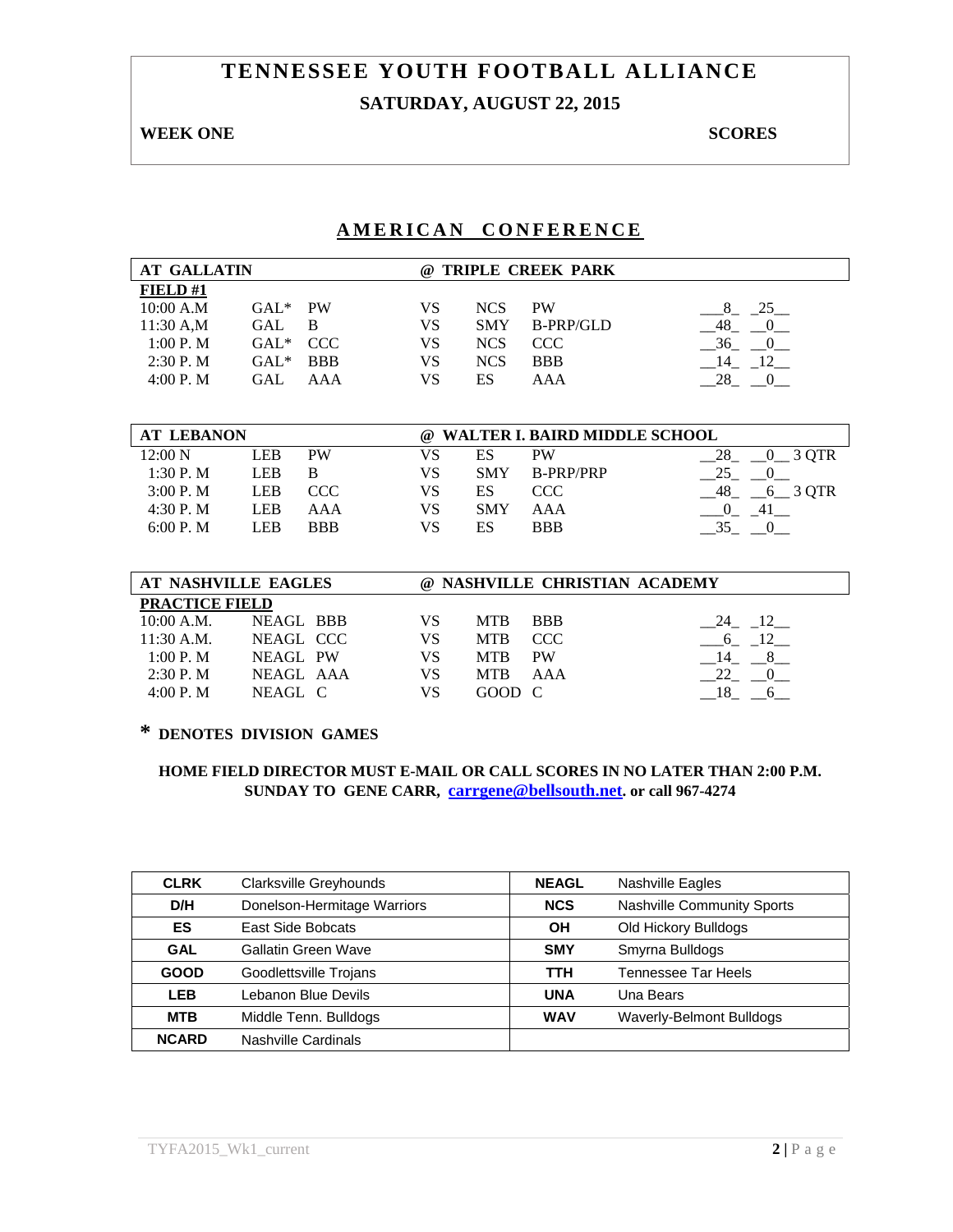# TENNESSEE YOUTH FOOTBALL ALLIANCE

## SATURDAY, AUGUST 22, 2015

**WEEK ONE** **SCORES**

## AMERICAN CONFERENCE

| AT GALLATIN | | | @ TRIPLE CREEK PARK | | | |
|---|---|---|---|---|---|---|
| **FIELD #1** | | | | | | |
| 10:00 A.M | GAL* | PW | VS | NCS | PW | 8 25 |
| 11:30 A,M | GAL | B | VS | SMY | B-PRP/GLD | 48 0 |
| 1:00 P. M | GAL* | CCC | VS | NCS | CCC | 36 0 |
| 2:30 P. M | GAL* | BBB | VS | NCS | BBB | 14 12 |
| 4:00 P. M | GAL | AAA | VS | ES | AAA | 28 0 |

| AT LEBANON | | | @ WALTER I. BAIRD MIDDLE SCHOOL | | | |
|---|---|---|---|---|---|---|
| 12:00 N | LEB | PW | VS | ES | PW | 28 0 3 QTR |
| 1:30 P. M | LEB | B | VS | SMY | B-PRP/PRP | 25 0 |
| 3:00 P. M | LEB | CCC | VS | ES | CCC | 48 6 3 QTR |
| 4:30 P. M | LEB | AAA | VS | SMY | AAA | 0 41 |
| 6:00 P. M | LEB | BBB | VS | ES | BBB | 35 0 |

| AT NASHVILLE EAGLES | | | @ NASHVILLE CHRISTIAN ACADEMY | | | |
|---|---|---|---|---|---|---|
| **PRACTICE FIELD** | | | | | | |
| 10:00 A.M. | NEAGL | BBB | VS | MTB | BBB | 24 12 |
| 11:30 A.M. | NEAGL | CCC | VS | MTB | CCC | 6 12 |
| 1:00 P. M | NEAGL | PW | VS | MTB | PW | 14 8 |
| 2:30 P. M | NEAGL | AAA | VS | MTB | AAA | 22 0 |
| 4:00 P. M | NEAGL | C | VS | GOOD | C | 18 6 |

**\* DENOTES DIVISION GAMES**

**HOME FIELD DIRECTOR MUST E-MAIL OR CALL SCORES IN NO LATER THAN 2:00 P.M. SUNDAY TO GENE CARR, carrgene@bellsouth.net. or call 967-4274**

| | | | |
|---|---|---|---|
| **CLRK** | Clarksville Greyhounds | **NEAGL** | Nashville Eagles |
| **D/H** | Donelson-Hermitage Warriors | **NCS** | Nashville Community Sports |
| **ES** | East Side Bobcats | **OH** | Old Hickory Bulldogs |
| **GAL** | Gallatin Green Wave | **SMY** | Smyrna Bulldogs |
| **GOOD** | Goodlettsville Trojans | **TTH** | Tennessee Tar Heels |
| **LEB** | Lebanon Blue Devils | **UNA** | Una Bears |
| **MTB** | Middle Tenn. Bulldogs | **WAV** | Waverly-Belmont Bulldogs |
| **NCARD** | Nashville Cardinals | | |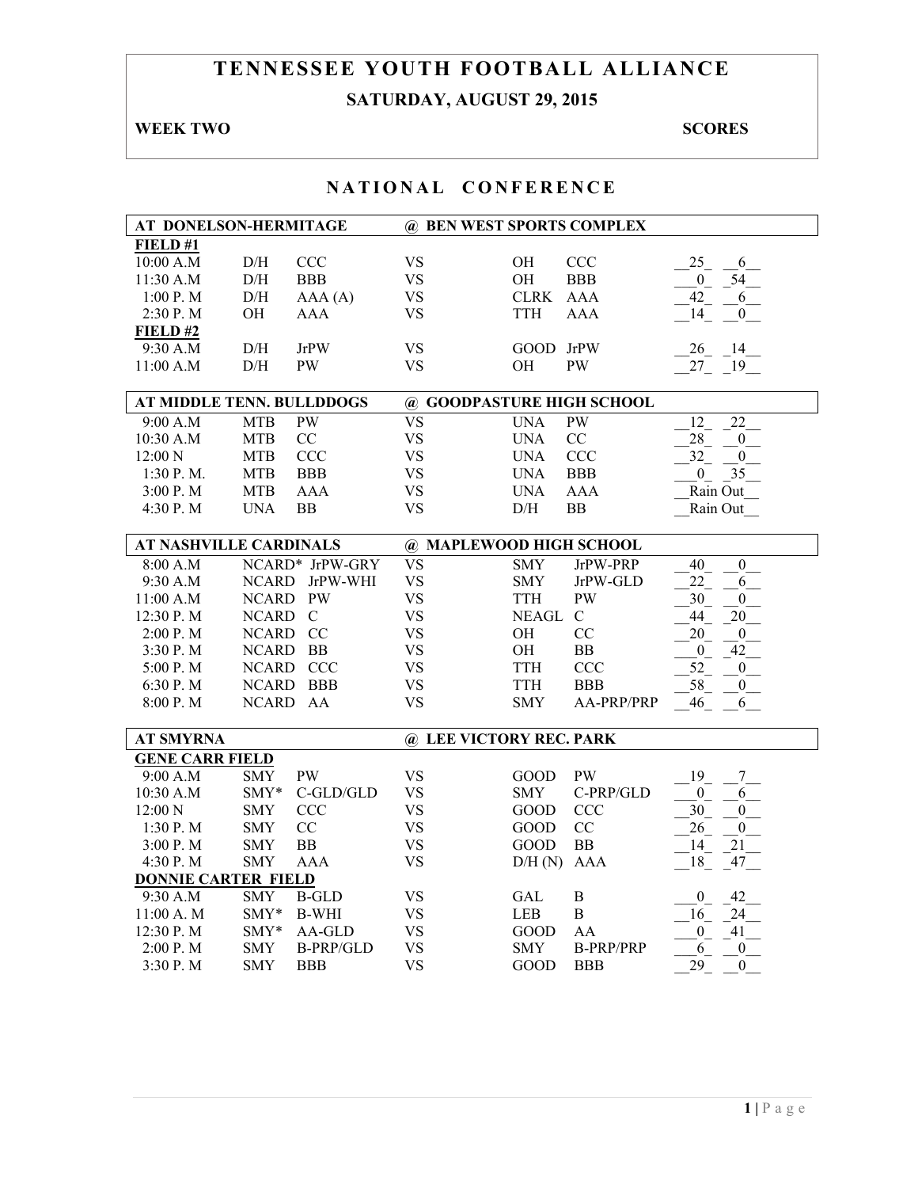# TENNESSEE YOUTH FOOTBALL ALLIANCE

## SATURDAY, AUGUST 29, 2015

**WEEK TWO** **SCORES**

## NATIONAL CONFERENCE

| AT DONELSON-HERMITAGE | | | @ BEN WEST SPORTS COMPLEX | | | |
|---|---|---|---|---|---|---|
| **FIELD #1** | | | | | | |
| 10:00 A.M | D/H | CCC | VS | OH | CCC | 25 6 |
| 11:30 A.M | D/H | BBB | VS | OH | BBB | 0 54 |
| 1:00 P. M | D/H | AAA (A) | VS | CLRK | AAA | 42 6 |
| 2:30 P. M | OH | AAA | VS | TTH | AAA | 14 0 |
| **FIELD #2** | | | | | | |
| 9:30 A.M | D/H | JrPW | VS | GOOD | JrPW | 26 14 |
| 11:00 A.M | D/H | PW | VS | OH | PW | 27 19 |

| AT MIDDLE TENN. BULLDDOGS | | | @ GOODPASTURE HIGH SCHOOL | | | |
|---|---|---|---|---|---|---|
| 9:00 A.M | MTB | PW | VS | UNA | PW | 12 22 |
| 10:30 A.M | MTB | CC | VS | UNA | CC | 28 0 |
| 12:00 N | MTB | CCC | VS | UNA | CCC | 32 0 |
| 1:30 P. M. | MTB | BBB | VS | UNA | BBB | 0 35 |
| 3:00 P. M | MTB | AAA | VS | UNA | AAA | Rain Out |
| 4:30 P. M | UNA | BB | VS | D/H | BB | Rain Out |

| AT NASHVILLE CARDINALS | | | @ MAPLEWOOD HIGH SCHOOL | | | |
|---|---|---|---|---|---|---|
| 8:00 A.M | NCARD* | JrPW-GRY | VS | SMY | JrPW-PRP | 40 0 |
| 9:30 A.M | NCARD | JrPW-WHI | VS | SMY | JrPW-GLD | 22 6 |
| 11:00 A.M | NCARD | PW | VS | TTH | PW | 30 0 |
| 12:30 P. M | NCARD | C | VS | NEAGL | C | 44 20 |
| 2:00 P. M | NCARD | CC | VS | OH | CC | 20 0 |
| 3:30 P. M | NCARD | BB | VS | OH | BB | 0 42 |
| 5:00 P. M | NCARD | CCC | VS | TTH | CCC | 52 0 |
| 6:30 P. M | NCARD | BBB | VS | TTH | BBB | 58 0 |
| 8:00 P. M | NCARD | AA | VS | SMY | AA-PRP/PRP | 46 6 |

| AT SMYRNA | | | @ LEE VICTORY REC. PARK | | | |
|---|---|---|---|---|---|---|
| **GENE CARR FIELD** | | | | | | |
| 9:00 A.M | SMY | PW | VS | GOOD | PW | 19 7 |
| 10:30 A.M | SMY* | C-GLD/GLD | VS | SMY | C-PRP/GLD | 0 6 |
| 12:00 N | SMY | CCC | VS | GOOD | CCC | 30 0 |
| 1:30 P. M | SMY | CC | VS | GOOD | CC | 26 0 |
| 3:00 P. M | SMY | BB | VS | GOOD | BB | 14 21 |
| 4:30 P. M | SMY | AAA | VS | D/H (N) | AAA | 18 47 |
| **DONNIE CARTER FIELD** | | | | | | |
| 9:30 A.M | SMY | B-GLD | VS | GAL | B | 0 42 |
| 11:00 A. M | SMY* | B-WHI | VS | LEB | B | 16 24 |
| 12:30 P. M | SMY* | AA-GLD | VS | GOOD | AA | 0 41 |
| 2:00 P. M | SMY | B-PRP/GLD | VS | SMY | B-PRP/PRP | 6 0 |
| 3:30 P. M | SMY | BBB | VS | GOOD | BBB | 29 0 |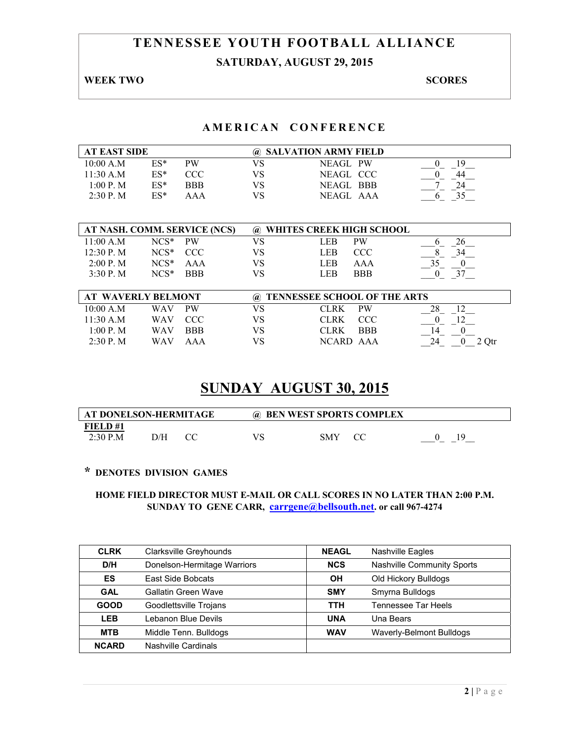# TENNESSEE YOUTH FOOTBALL ALLIANCE

## SATURDAY, AUGUST 29, 2015

**WEEK TWO** **SCORES**

## AMERICAN CONFERENCE

| AT EAST SIDE | | | @ SALVATION ARMY FIELD | | | |
|---|---|---|---|---|---|---|
| 10:00 A.M | ES* | PW | VS | NEAGL | PW | 0 19 |
| 11:30 A.M | ES* | CCC | VS | NEAGL | CCC | 0 44 |
| 1:00 P. M | ES* | BBB | VS | NEAGL | BBB | 7 24 |
| 2:30 P. M | ES* | AAA | VS | NEAGL | AAA | 6 35 |

| AT NASH. COMM. SERVICE (NCS) | | | @ WHITES CREEK HIGH SCHOOL | | | |
|---|---|---|---|---|---|---|
| 11:00 A.M | NCS* | PW | VS | LEB | PW | 6 26 |
| 12:30 P. M | NCS* | CCC | VS | LEB | CCC | 8 34 |
| 2:00 P. M | NCS* | AAA | VS | LEB | AAA | 35 0 |
| 3:30 P. M | NCS* | BBB | VS | LEB | BBB | 0 37 |

| AT WAVERLY BELMONT | | | @ TENNESSEE SCHOOL OF THE ARTS | | | |
|---|---|---|---|---|---|---|
| 10:00 A.M | WAV | PW | VS | CLRK | PW | 28 12 |
| 11:30 A.M | WAV | CCC | VS | CLRK | CCC | 0 12 |
| 1:00 P. M | WAV | BBB | VS | CLRK | BBB | 14 0 |
| 2:30 P. M | WAV | AAA | VS | NCARD | AAA | 24 0 2 Qtr |

## SUNDAY AUGUST 30, 2015

| AT DONELSON-HERMITAGE | | | @ BEN WEST SPORTS COMPLEX | | | |
|---|---|---|---|---|---|---|
| **FIELD #1** | | | | | | |
| 2:30 P.M | D/H | CC | VS | SMY | CC | 0 19 |

**\* DENOTES DIVISION GAMES**

**HOME FIELD DIRECTOR MUST E-MAIL OR CALL SCORES IN NO LATER THAN 2:00 P.M. SUNDAY TO GENE CARR, carrgene@bellsouth.net. or call 967-4274**

| | | | |
|---|---|---|---|
| **CLRK** | Clarksville Greyhounds | **NEAGL** | Nashville Eagles |
| **D/H** | Donelson-Hermitage Warriors | **NCS** | Nashville Community Sports |
| **ES** | East Side Bobcats | **OH** | Old Hickory Bulldogs |
| **GAL** | Gallatin Green Wave | **SMY** | Smyrna Bulldogs |
| **GOOD** | Goodlettsville Trojans | **TTH** | Tennessee Tar Heels |
| **LEB** | Lebanon Blue Devils | **UNA** | Una Bears |
| **MTB** | Middle Tenn. Bulldogs | **WAV** | Waverly-Belmont Bulldogs |
| **NCARD** | Nashville Cardinals | | |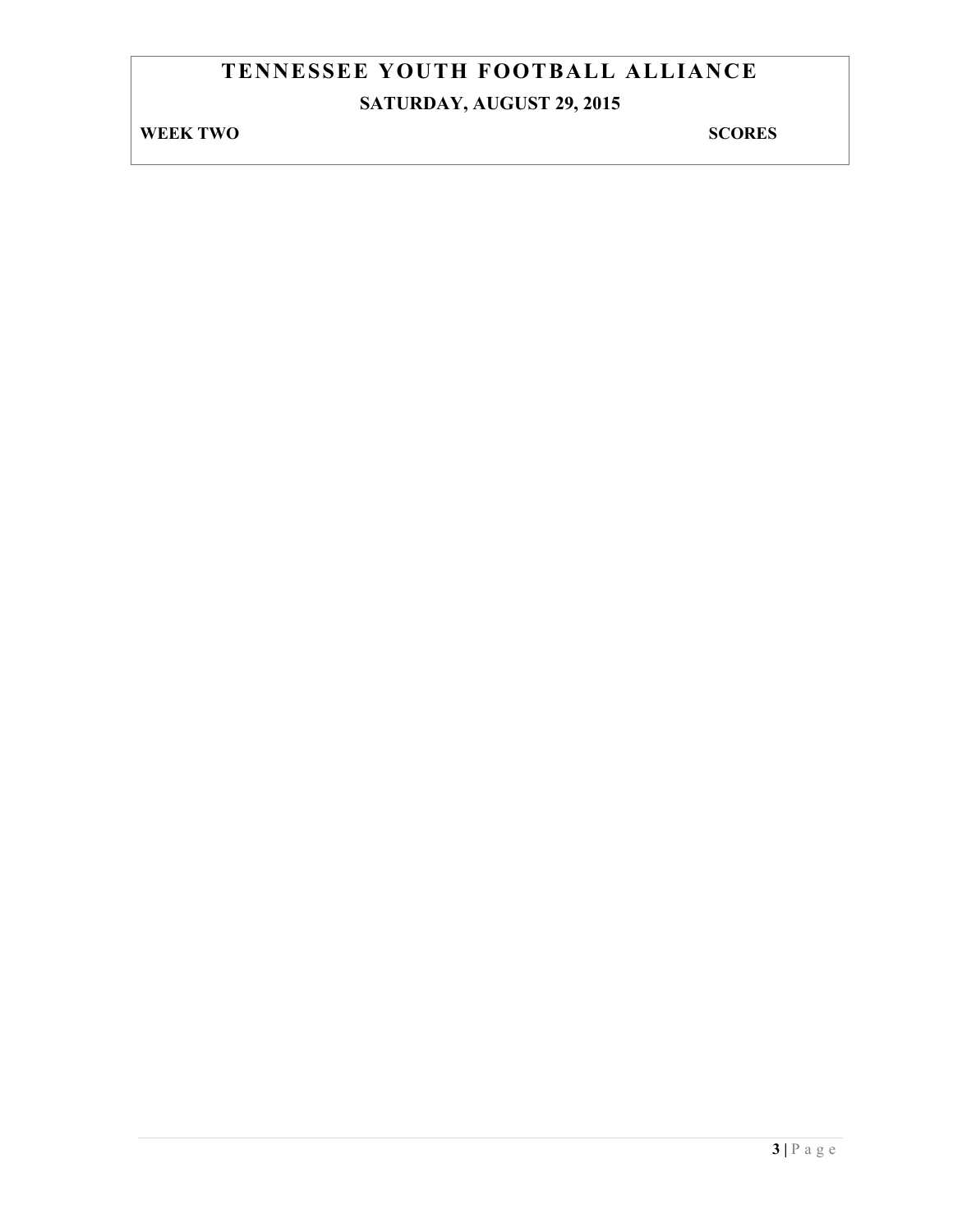# TENNESSEE YOUTH FOOTBALL ALLIANCE

## SATURDAY, AUGUST 29, 2015

**WEEK TWO** **SCORES**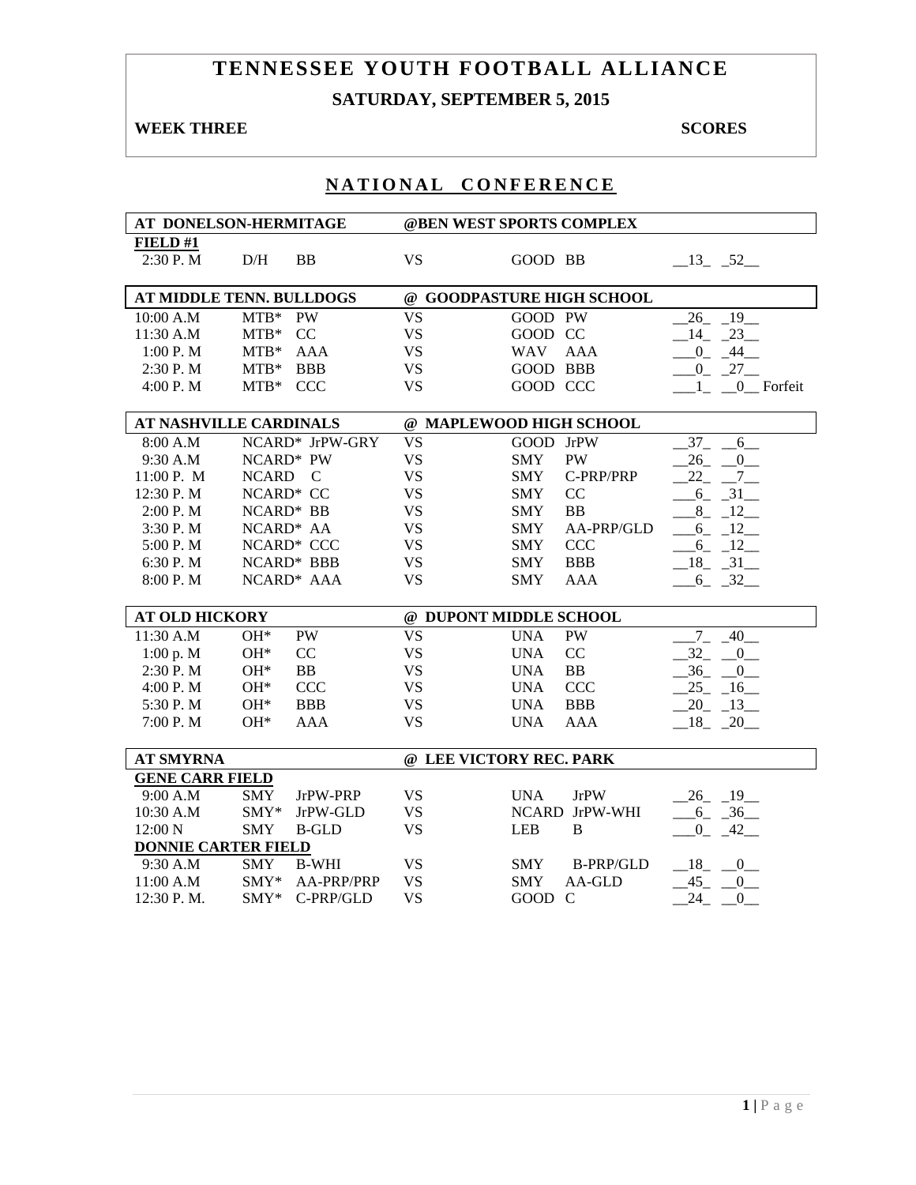# TENNESSEE YOUTH FOOTBALL ALLIANCE

## SATURDAY, SEPTEMBER 5, 2015

**WEEK THREE** **SCORES**

## NATIONAL CONFERENCE

| AT DONELSON-HERMITAGE | | | | @BEN WEST SPORTS COMPLEX | | |
|---|---|---|---|---|---|---|
| **FIELD #1** | | | | | | |
| 2:30 P. M | D/H | BB | VS | GOOD | BB | __13_ _52__ |

| AT MIDDLE TENN. BULLDOGS | | | | @ GOODPASTURE HIGH SCHOOL | | |
|---|---|---|---|---|---|---|
| 10:00 A.M | MTB* | PW | VS | GOOD | PW | __26_ _19__ |
| 11:30 A.M | MTB* | CC | VS | GOOD | CC | __14_ _23__ |
| 1:00 P. M | MTB* | AAA | VS | WAV | AAA | ___0_ _44__ |
| 2:30 P. M | MTB* | BBB | VS | GOOD | BBB | ___0_ _27__ |
| 4:00 P. M | MTB* | CCC | VS | GOOD | CCC | ___1_ __0__ Forfeit |

| AT NASHVILLE CARDINALS | | | | @ MAPLEWOOD HIGH SCHOOL | | |
|---|---|---|---|---|---|---|
| 8:00 A.M | NCARD* | JrPW-GRY | VS | GOOD | JrPW | __37_ __6__ |
| 9:30 A.M | NCARD* | PW | VS | SMY | PW | __26_ __0__ |
| 11:00 P. M | NCARD | C | VS | SMY | C-PRP/PRP | __22_ __7__ |
| 12:30 P. M | NCARD* | CC | VS | SMY | CC | ___6_ _31__ |
| 2:00 P. M | NCARD* | BB | VS | SMY | BB | ___8_ _12__ |
| 3:30 P. M | NCARD* | AA | VS | SMY | AA-PRP/GLD | ___6_ _12__ |
| 5:00 P. M | NCARD* | CCC | VS | SMY | CCC | ___6_ _12__ |
| 6:30 P. M | NCARD* | BBB | VS | SMY | BBB | __18_ _31__ |
| 8:00 P. M | NCARD* | AAA | VS | SMY | AAA | ___6_ _32__ |

| AT OLD HICKORY | | | | @ DUPONT MIDDLE SCHOOL | | |
|---|---|---|---|---|---|---|
| 11:30 A.M | OH* | PW | VS | UNA | PW | ___7_ _40__ |
| 1:00 p. M | OH* | CC | VS | UNA | CC | __32_ __0__ |
| 2:30 P. M | OH* | BB | VS | UNA | BB | __36_ __0__ |
| 4:00 P. M | OH* | CCC | VS | UNA | CCC | __25_ _16__ |
| 5:30 P. M | OH* | BBB | VS | UNA | BBB | __20_ _13__ |
| 7:00 P. M | OH* | AAA | VS | UNA | AAA | __18_ _20__ |

| AT SMYRNA | | | | @ LEE VICTORY REC. PARK | | |
|---|---|---|---|---|---|---|
| **GENE CARR FIELD** | | | | | | |
| 9:00 A.M | SMY | JrPW-PRP | VS | UNA | JrPW | __26_ _19__ |
| 10:30 A.M | SMY* | JrPW-GLD | VS | NCARD | JrPW-WHI | ___6_ _36__ |
| 12:00 N | SMY | B-GLD | VS | LEB | B | ___0_ _42__ |
| **DONNIE CARTER FIELD** | | | | | | |
| 9:30 A.M | SMY | B-WHI | VS | SMY | B-PRP/GLD | __18_ __0__ |
| 11:00 A.M | SMY* | AA-PRP/PRP | VS | SMY | AA-GLD | __45_ __0__ |
| 12:30 P. M. | SMY* | C-PRP/GLD | VS | GOOD | C | __24_ __0__ |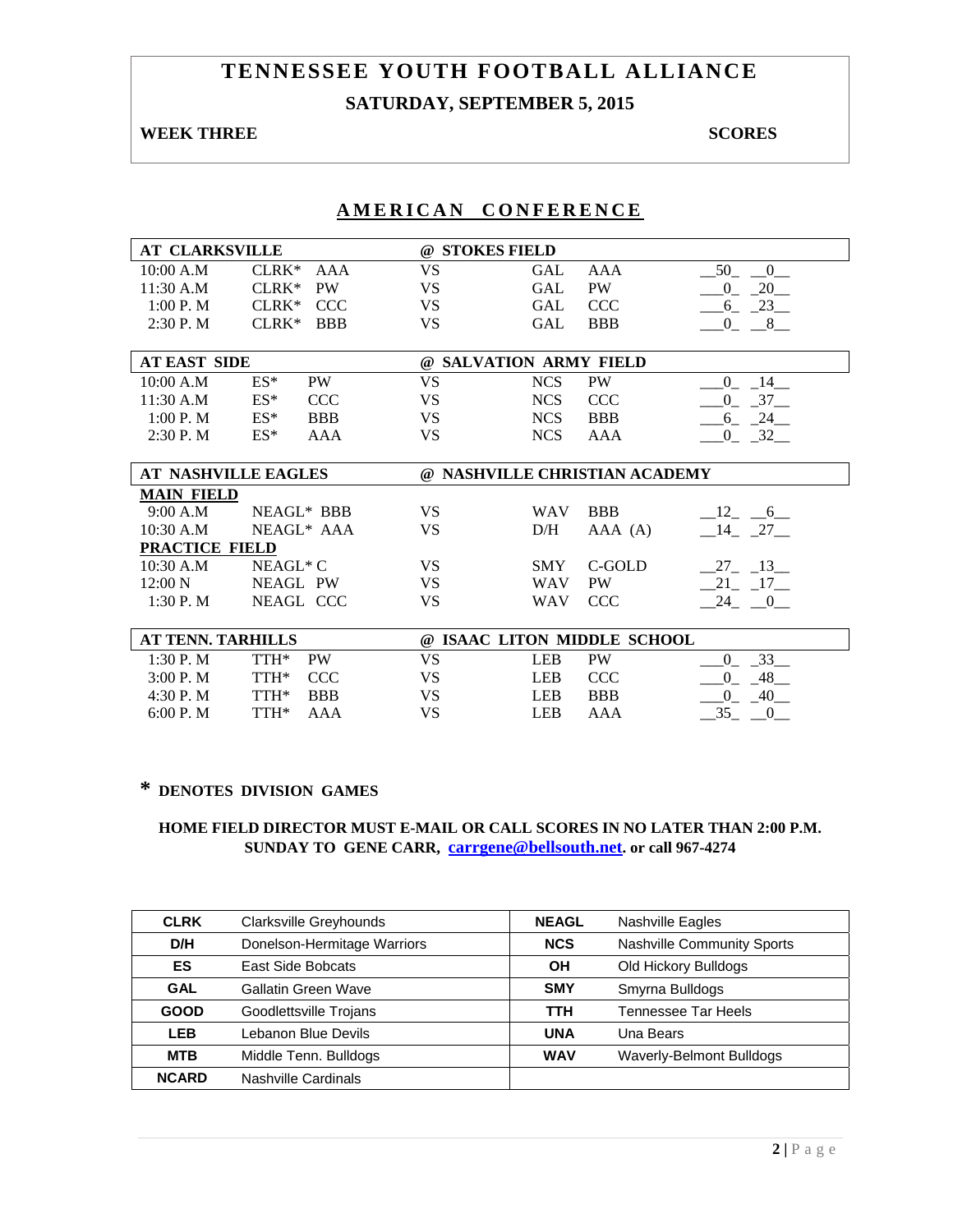# TENNESSEE YOUTH FOOTBALL ALLIANCE

## SATURDAY, SEPTEMBER 5, 2015

**WEEK THREE** **SCORES**

## AMERICAN CONFERENCE

| AT CLARKSVILLE | | | @ STOKES FIELD | | | |
|---|---|---|---|---|---|---|
| 10:00 A.M | CLRK* | AAA | VS | GAL | AAA | 50 0 |
| 11:30 A.M | CLRK* | PW | VS | GAL | PW | 0 20 |
| 1:00 P. M | CLRK* | CCC | VS | GAL | CCC | 6 23 |
| 2:30 P. M | CLRK* | BBB | VS | GAL | BBB | 0 8 |

| AT EAST SIDE | | | @ SALVATION ARMY FIELD | | | |
|---|---|---|---|---|---|---|
| 10:00 A.M | ES* | PW | VS | NCS | PW | 0 14 |
| 11:30 A.M | ES* | CCC | VS | NCS | CCC | 0 37 |
| 1:00 P. M | ES* | BBB | VS | NCS | BBB | 6 24 |
| 2:30 P. M | ES* | AAA | VS | NCS | AAA | 0 32 |

| AT NASHVILLE EAGLES | | | @ NASHVILLE CHRISTIAN ACADEMY | | | |
|---|---|---|---|---|---|---|
| **MAIN FIELD** | | | | | | |
| 9:00 A.M | NEAGL* | BBB | VS | WAV | BBB | 12 6 |
| 10:30 A.M | NEAGL* | AAA | VS | D/H | AAA (A) | 14 27 |
| **PRACTICE FIELD** | | | | | | |
| 10:30 A.M | NEAGL* | C | VS | SMY | C-GOLD | 27 13 |
| 12:00 N | NEAGL | PW | VS | WAV | PW | 21 17 |
| 1:30 P. M | NEAGL | CCC | VS | WAV | CCC | 24 0 |

| AT TENN. TARHILLS | | | @ ISAAC LITON MIDDLE SCHOOL | | | |
|---|---|---|---|---|---|---|
| 1:30 P. M | TTH* | PW | VS | LEB | PW | 0 33 |
| 3:00 P. M | TTH* | CCC | VS | LEB | CCC | 0 48 |
| 4:30 P. M | TTH* | BBB | VS | LEB | BBB | 0 40 |
| 6:00 P. M | TTH* | AAA | VS | LEB | AAA | 35 0 |

**\* DENOTES DIVISION GAMES**

**HOME FIELD DIRECTOR MUST E-MAIL OR CALL SCORES IN NO LATER THAN 2:00 P.M. SUNDAY TO GENE CARR, carrgene@bellsouth.net. or call 967-4274**

| | | | |
|---|---|---|---|
| **CLRK** | Clarksville Greyhounds | **NEAGL** | Nashville Eagles |
| **D/H** | Donelson-Hermitage Warriors | **NCS** | Nashville Community Sports |
| **ES** | East Side Bobcats | **OH** | Old Hickory Bulldogs |
| **GAL** | Gallatin Green Wave | **SMY** | Smyrna Bulldogs |
| **GOOD** | Goodlettsville Trojans | **TTH** | Tennessee Tar Heels |
| **LEB** | Lebanon Blue Devils | **UNA** | Una Bears |
| **MTB** | Middle Tenn. Bulldogs | **WAV** | Waverly-Belmont Bulldogs |
| **NCARD** | Nashville Cardinals | | |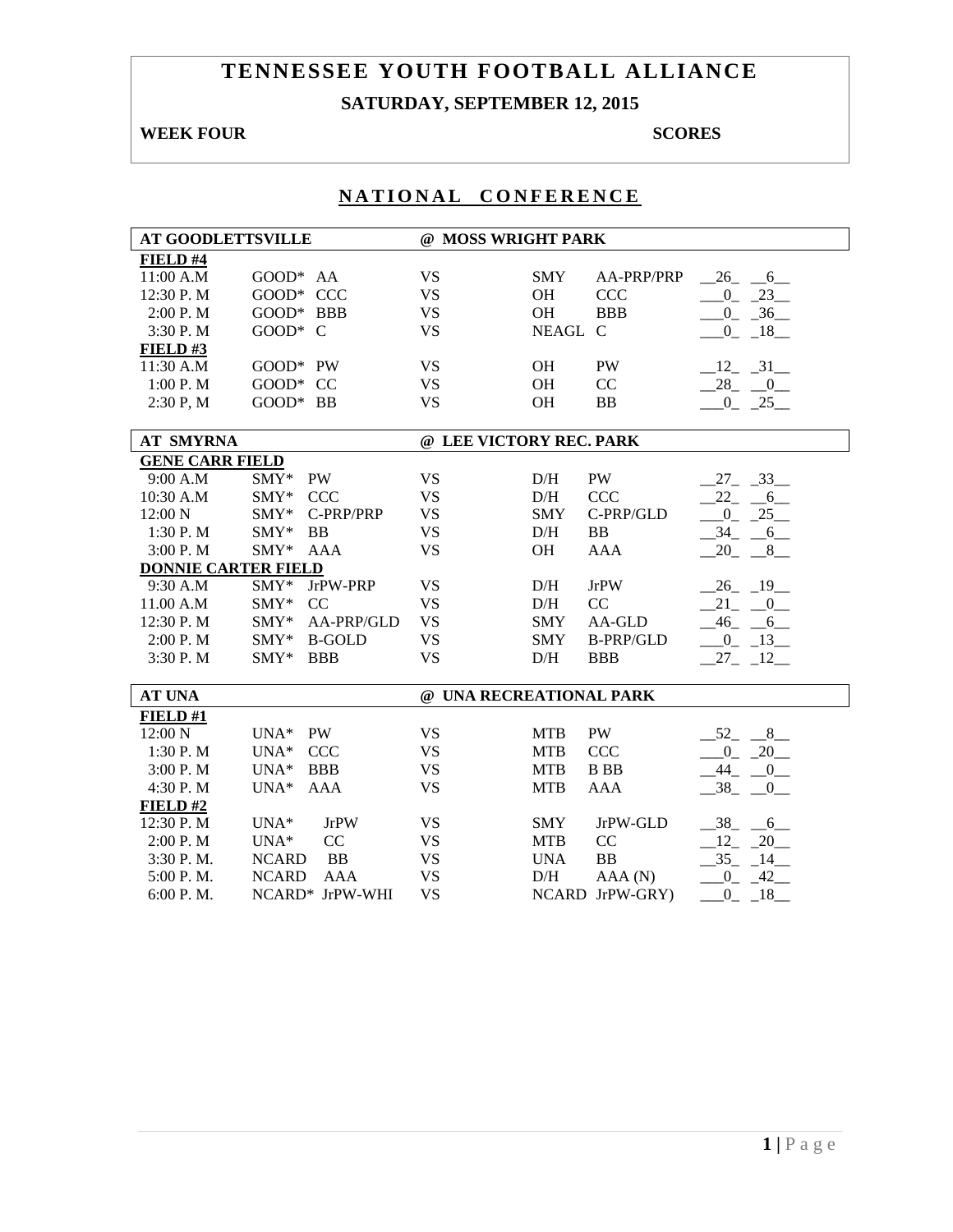# TENNESSEE YOUTH FOOTBALL ALLIANCE

## SATURDAY, SEPTEMBER 12, 2015

**WEEK FOUR** **SCORES**

## NATIONAL CONFERENCE

| AT GOODLETTSVILLE | | | @ MOSS WRIGHT PARK | | |
|---|---|---|---|---|---|
| **FIELD #4** | | | | | |
| 11:00 A.M | GOOD* AA | VS | SMY | AA-PRP/PRP | 26 6 |
| 12:30 P. M | GOOD* CCC | VS | OH | CCC | 0 23 |
| 2:00 P. M | GOOD* BBB | VS | OH | BBB | 0 36 |
| 3:30 P. M | GOOD* C | VS | NEAGL | C | 0 18 |
| **FIELD #3** | | | | | |
| 11:30 A.M | GOOD* PW | VS | OH | PW | 12 31 |
| 1:00 P. M | GOOD* CC | VS | OH | CC | 28 0 |
| 2:30 P, M | GOOD* BB | VS | OH | BB | 0 25 |

| AT SMYRNA | | | @ LEE VICTORY REC. PARK | | |
|---|---|---|---|---|---|
| **GENE CARR FIELD** | | | | | |
| 9:00 A.M | SMY* PW | VS | D/H | PW | 27 33 |
| 10:30 A.M | SMY* CCC | VS | D/H | CCC | 22 6 |
| 12:00 N | SMY* C-PRP/PRP | VS | SMY | C-PRP/GLD | 0 25 |
| 1:30 P. M | SMY* BB | VS | D/H | BB | 34 6 |
| 3:00 P. M | SMY* AAA | VS | OH | AAA | 20 8 |
| **DONNIE CARTER FIELD** | | | | | |
| 9:30 A.M | SMY* JrPW-PRP | VS | D/H | JrPW | 26 19 |
| 11.00 A.M | SMY* CC | VS | D/H | CC | 21 0 |
| 12:30 P. M | SMY* AA-PRP/GLD | VS | SMY | AA-GLD | 46 6 |
| 2:00 P. M | SMY* B-GOLD | VS | SMY | B-PRP/GLD | 0 13 |
| 3:30 P. M | SMY* BBB | VS | D/H | BBB | 27 12 |

| AT UNA | | | @ UNA RECREATIONAL PARK | | |
|---|---|---|---|---|---|
| **FIELD #1** | | | | | |
| 12:00 N | UNA* PW | VS | MTB | PW | 52 8 |
| 1:30 P. M | UNA* CCC | VS | MTB | CCC | 0 20 |
| 3:00 P. M | UNA* BBB | VS | MTB | B BB | 44 0 |
| 4:30 P. M | UNA* AAA | VS | MTB | AAA | 38 0 |
| **FIELD #2** | | | | | |
| 12:30 P. M | UNA* JrPW | VS | SMY | JrPW-GLD | 38 6 |
| 2:00 P. M | UNA* CC | VS | MTB | CC | 12 20 |
| 3:30 P. M. | NCARD BB | VS | UNA | BB | 35 14 |
| 5:00 P. M. | NCARD AAA | VS | D/H | AAA (N) | 0 42 |
| 6:00 P. M. | NCARD* JrPW-WHI | VS | NCARD | JrPW-GRY) | 0 18 |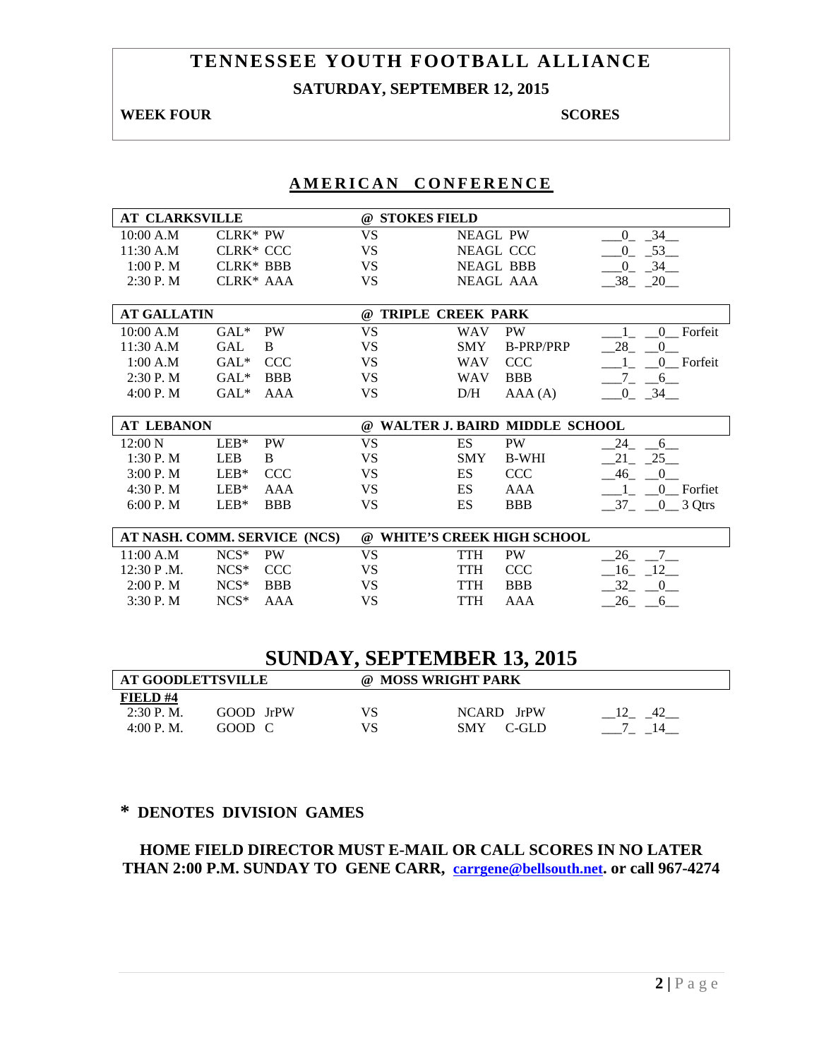# TENNESSEE YOUTH FOOTBALL ALLIANCE

## SATURDAY, SEPTEMBER 12, 2015

**WEEK FOUR** **SCORES**

## AMERICAN CONFERENCE

| AT CLARKSVILLE | | | @ STOKES FIELD | | | | |
|---|---|---|---|---|---|---|---|
| 10:00 A.M | CLRK* | PW | VS | NEAGL | PW | 0 | 34 |
| 11:30 A.M | CLRK* | CCC | VS | NEAGL | CCC | 0 | 53 |
| 1:00 P. M | CLRK* | BBB | VS | NEAGL | BBB | 0 | 34 |
| 2:30 P. M | CLRK* | AAA | VS | NEAGL | AAA | 38 | 20 |

| AT GALLATIN | | | @ TRIPLE CREEK PARK | | | | | |
|---|---|---|---|---|---|---|---|---|
| 10:00 A.M | GAL* | PW | VS | WAV | PW | 1 | 0 | Forfeit |
| 11:30 A.M | GAL | B | VS | SMY | B-PRP/PRP | 28 | 0 | |
| 1:00 A.M | GAL* | CCC | VS | WAV | CCC | 1 | 0 | Forfeit |
| 2:30 P. M | GAL* | BBB | VS | WAV | BBB | 7 | 6 | |
| 4:00 P. M | GAL* | AAA | VS | D/H | AAA (A) | 0 | 34 | |

| AT LEBANON | | | @ WALTER J. BAIRD MIDDLE SCHOOL | | | | | |
|---|---|---|---|---|---|---|---|---|
| 12:00 N | LEB* | PW | VS | ES | PW | 24 | 6 | |
| 1:30 P. M | LEB | B | VS | SMY | B-WHI | 21 | 25 | |
| 3:00 P. M | LEB* | CCC | VS | ES | CCC | 46 | 0 | |
| 4:30 P. M | LEB* | AAA | VS | ES | AAA | 1 | 0 | Forfiet |
| 6:00 P. M | LEB* | BBB | VS | ES | BBB | 37 | 0 | 3 Qtrs |

| AT NASH. COMM. SERVICE (NCS) | | | @ WHITE'S CREEK HIGH SCHOOL | | | | |
|---|---|---|---|---|---|---|---|
| 11:00 A.M | NCS* | PW | VS | TTH | PW | 26 | 7 |
| 12:30 P .M. | NCS* | CCC | VS | TTH | CCC | 16 | 12 |
| 2:00 P. M | NCS* | BBB | VS | TTH | BBB | 32 | 0 |
| 3:30 P. M | NCS* | AAA | VS | TTH | AAA | 26 | 6 |

# SUNDAY, SEPTEMBER 13, 2015

| AT GOODLETTSVILLE | | | @ MOSS WRIGHT PARK | | | | |
|---|---|---|---|---|---|---|---|
| **FIELD #4** | | | | | | | |
| 2:30 P. M. | GOOD | JrPW | VS | NCARD | JrPW | 12 | 42 |
| 4:00 P. M. | GOOD | C | VS | SMY | C-GLD | 7 | 14 |

**\* DENOTES DIVISION GAMES**

**HOME FIELD DIRECTOR MUST E-MAIL OR CALL SCORES IN NO LATER THAN 2:00 P.M. SUNDAY TO GENE CARR, carrgene@bellsouth.net. or call 967-4274**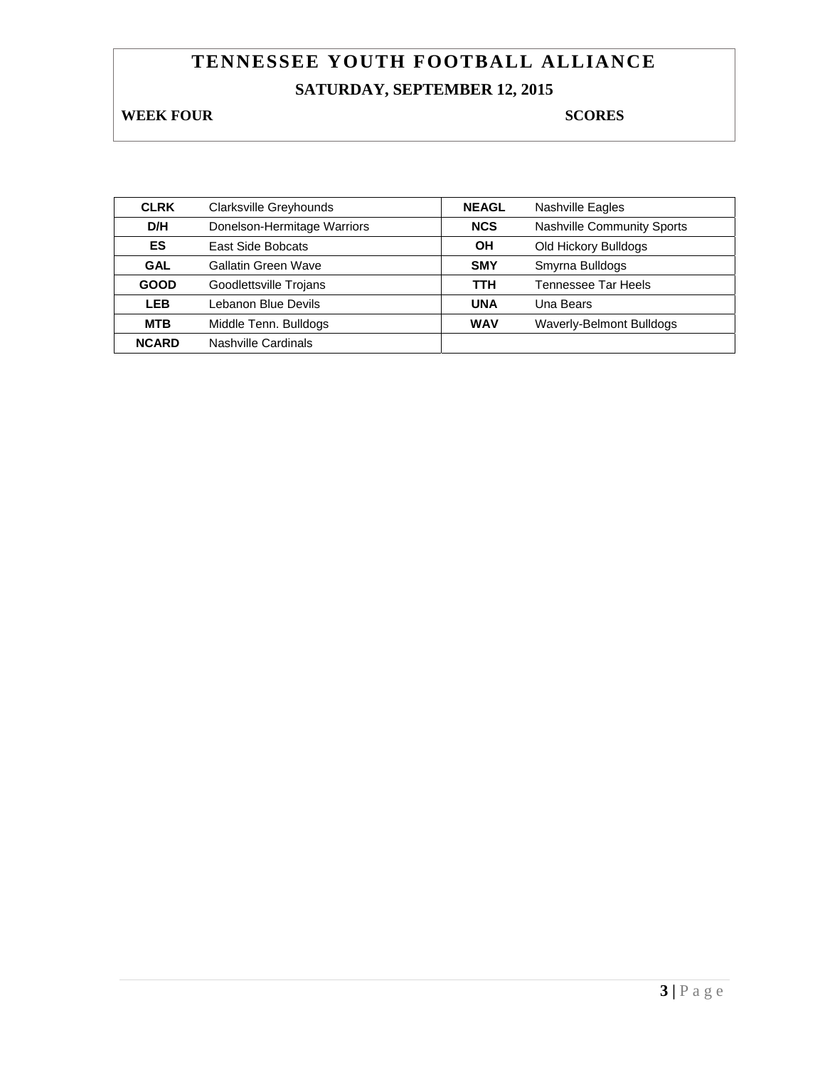# TENNESSEE YOUTH FOOTBALL ALLIANCE

## SATURDAY, SEPTEMBER 12, 2015

**WEEK FOUR** **SCORES**

| | | | |
|---|---|---|---|
| **CLRK** | Clarksville Greyhounds | **NEAGL** | Nashville Eagles |
| **D/H** | Donelson-Hermitage Warriors | **NCS** | Nashville Community Sports |
| **ES** | East Side Bobcats | **OH** | Old Hickory Bulldogs |
| **GAL** | Gallatin Green Wave | **SMY** | Smyrna Bulldogs |
| **GOOD** | Goodlettsville Trojans | **TTH** | Tennessee Tar Heels |
| **LEB** | Lebanon Blue Devils | **UNA** | Una Bears |
| **MTB** | Middle Tenn. Bulldogs | **WAV** | Waverly-Belmont Bulldogs |
| **NCARD** | Nashville Cardinals | | |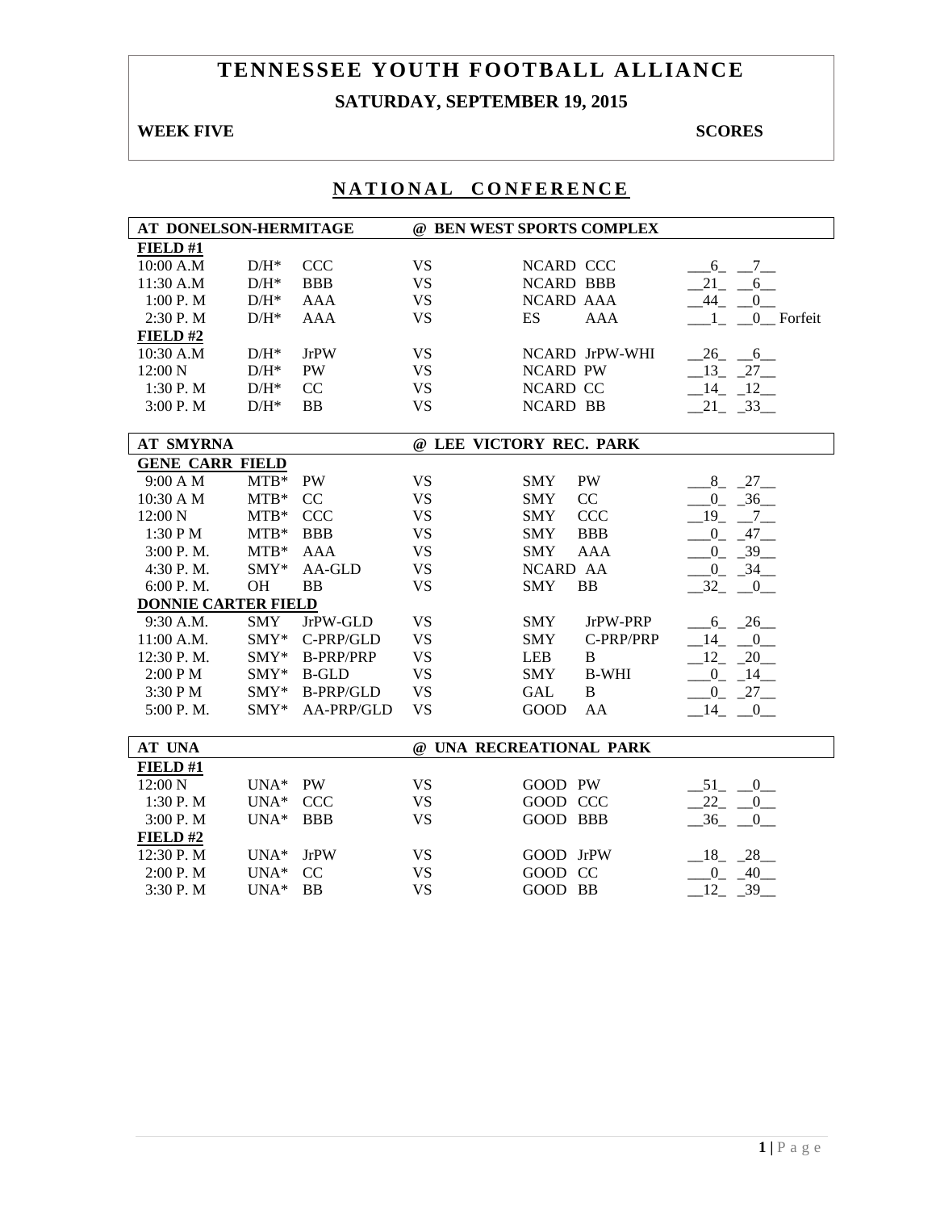# TENNESSEE YOUTH FOOTBALL ALLIANCE

## SATURDAY, SEPTEMBER 19, 2015

**WEEK FIVE** **SCORES**

## NATIONAL CONFERENCE

| AT DONELSON-HERMITAGE | | | | @ BEN WEST SPORTS COMPLEX | | |
|---|---|---|---|---|---|---|
| **FIELD #1** | | | | | | |
| 10:00 A.M | D/H* | CCC | VS | NCARD | CCC | 6 7 |
| 11:30 A.M | D/H* | BBB | VS | NCARD | BBB | 21 6 |
| 1:00 P. M | D/H* | AAA | VS | NCARD | AAA | 44 0 |
| 2:30 P. M | D/H* | AAA | VS | ES | AAA | 1 0 Forfeit |
| **FIELD #2** | | | | | | |
| 10:30 A.M | D/H* | JrPW | VS | NCARD | JrPW-WHI | 26 6 |
| 12:00 N | D/H* | PW | VS | NCARD | PW | 13 27 |
| 1:30 P. M | D/H* | CC | VS | NCARD | CC | 14 12 |
| 3:00 P. M | D/H* | BB | VS | NCARD | BB | 21 33 |

| AT SMYRNA | | | | @ LEE VICTORY REC. PARK | | |
|---|---|---|---|---|---|---|
| **GENE CARR FIELD** | | | | | | |
| 9:00 A M | MTB* | PW | VS | SMY | PW | 8 27 |
| 10:30 A M | MTB* | CC | VS | SMY | CC | 0 36 |
| 12:00 N | MTB* | CCC | VS | SMY | CCC | 19 7 |
| 1:30 P M | MTB* | BBB | VS | SMY | BBB | 0 47 |
| 3:00 P. M. | MTB* | AAA | VS | SMY | AAA | 0 39 |
| 4:30 P. M. | SMY* | AA-GLD | VS | NCARD | AA | 0 34 |
| 6:00 P. M. | OH | BB | VS | SMY | BB | 32 0 |
| **DONNIE CARTER FIELD** | | | | | | |
| 9:30 A.M. | SMY | JrPW-GLD | VS | SMY | JrPW-PRP | 6 26 |
| 11:00 A.M. | SMY* | C-PRP/GLD | VS | SMY | C-PRP/PRP | 14 0 |
| 12:30 P. M. | SMY* | B-PRP/PRP | VS | LEB | B | 12 20 |
| 2:00 P M | SMY* | B-GLD | VS | SMY | B-WHI | 0 14 |
| 3:30 P M | SMY* | B-PRP/GLD | VS | GAL | B | 0 27 |
| 5:00 P. M. | SMY* | AA-PRP/GLD | VS | GOOD | AA | 14 0 |

| AT UNA | | | | @ UNA RECREATIONAL PARK | | |
|---|---|---|---|---|---|---|
| **FIELD #1** | | | | | | |
| 12:00 N | UNA* | PW | VS | GOOD | PW | 51 0 |
| 1:30 P. M | UNA* | CCC | VS | GOOD | CCC | 22 0 |
| 3:00 P. M | UNA* | BBB | VS | GOOD | BBB | 36 0 |
| **FIELD #2** | | | | | | |
| 12:30 P. M | UNA* | JrPW | VS | GOOD | JrPW | 18 28 |
| 2:00 P. M | UNA* | CC | VS | GOOD | CC | 0 40 |
| 3:30 P. M | UNA* | BB | VS | GOOD | BB | 12 39 |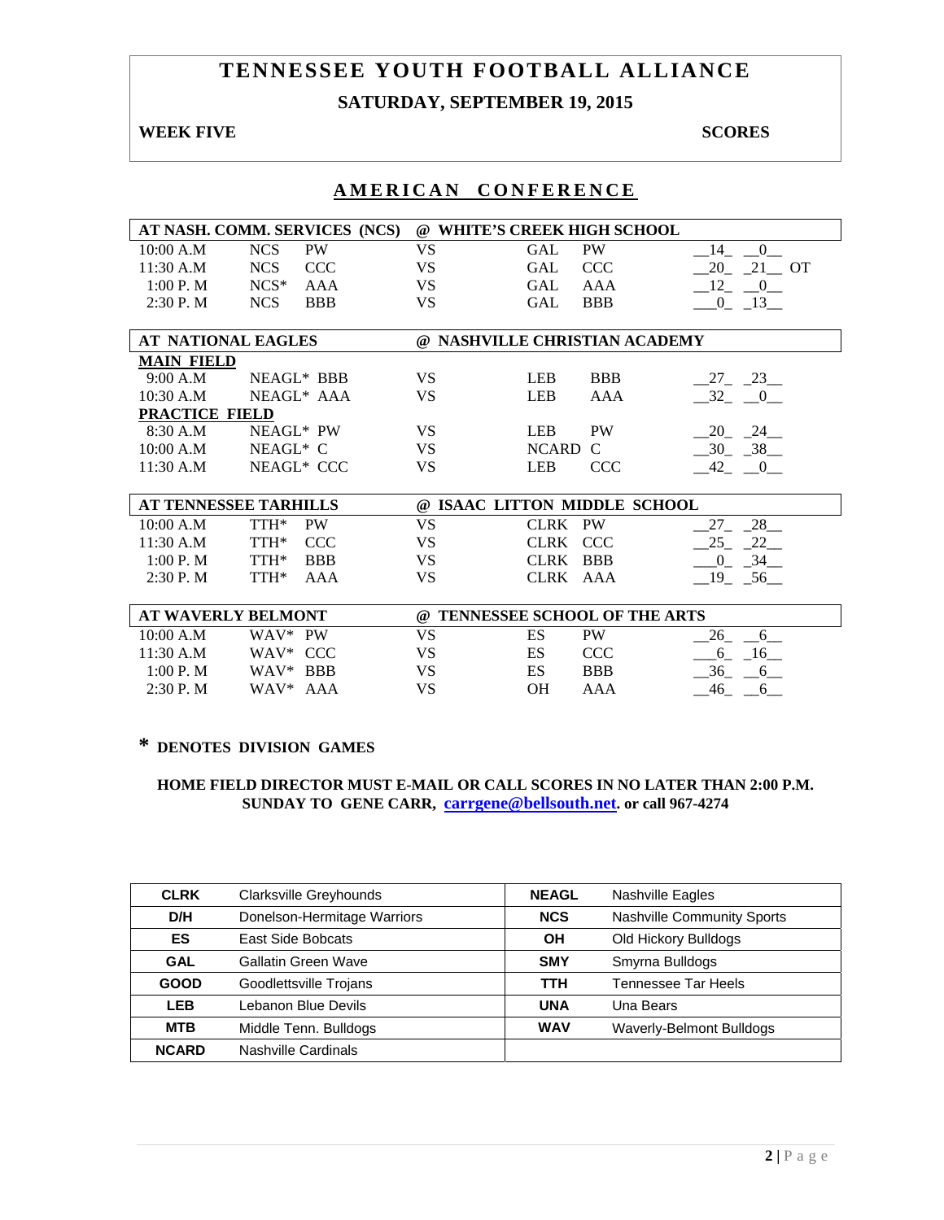# TENNESSEE YOUTH FOOTBALL ALLIANCE

## SATURDAY, SEPTEMBER 19, 2015

**WEEK FIVE** **SCORES**

## AMERICAN CONFERENCE

| AT NASH. COMM. SERVICES (NCS) | | | @ WHITE'S CREEK HIGH SCHOOL | | | | |
|---|---|---|---|---|---|---|---|
| 10:00 A.M | NCS | PW | VS | GAL | PW | 14 | 0 |
| 11:30 A.M | NCS | CCC | VS | GAL | CCC | 20 | 21 OT |
| 1:00 P. M | NCS* | AAA | VS | GAL | AAA | 12 | 0 |
| 2:30 P. M | NCS | BBB | VS | GAL | BBB | 0 | 13 |

| AT NATIONAL EAGLES | | | @ NASHVILLE CHRISTIAN ACADEMY | | | | |
|---|---|---|---|---|---|---|---|
| **MAIN FIELD** | | | | | | | |
| 9:00 A.M | NEAGL* | BBB | VS | LEB | BBB | 27 | 23 |
| 10:30 A.M | NEAGL* | AAA | VS | LEB | AAA | 32 | 0 |
| **PRACTICE FIELD** | | | | | | | |
| 8:30 A.M | NEAGL* | PW | VS | LEB | PW | 20 | 24 |
| 10:00 A.M | NEAGL* | C | VS | NCARD | C | 30 | 38 |
| 11:30 A.M | NEAGL* | CCC | VS | LEB | CCC | 42 | 0 |

| AT TENNESSEE TARHILLS | | | @ ISAAC LITTON MIDDLE SCHOOL | | | | |
|---|---|---|---|---|---|---|---|
| 10:00 A.M | TTH* | PW | VS | CLRK | PW | 27 | 28 |
| 11:30 A.M | TTH* | CCC | VS | CLRK | CCC | 25 | 22 |
| 1:00 P. M | TTH* | BBB | VS | CLRK | BBB | 0 | 34 |
| 2:30 P. M | TTH* | AAA | VS | CLRK | AAA | 19 | 56 |

| AT WAVERLY BELMONT | | | @ TENNESSEE SCHOOL OF THE ARTS | | | | |
|---|---|---|---|---|---|---|---|
| 10:00 A.M | WAV* | PW | VS | ES | PW | 26 | 6 |
| 11:30 A.M | WAV* | CCC | VS | ES | CCC | 6 | 16 |
| 1:00 P. M | WAV* | BBB | VS | ES | BBB | 36 | 6 |
| 2:30 P. M | WAV* | AAA | VS | OH | AAA | 46 | 6 |

**\* DENOTES DIVISION GAMES**

**HOME FIELD DIRECTOR MUST E-MAIL OR CALL SCORES IN NO LATER THAN 2:00 P.M. SUNDAY TO GENE CARR, carrgene@bellsouth.net. or call 967-4274**

| | | | |
|---|---|---|---|
| **CLRK** | Clarksville Greyhounds | **NEAGL** | Nashville Eagles |
| **D/H** | Donelson-Hermitage Warriors | **NCS** | Nashville Community Sports |
| **ES** | East Side Bobcats | **OH** | Old Hickory Bulldogs |
| **GAL** | Gallatin Green Wave | **SMY** | Smyrna Bulldogs |
| **GOOD** | Goodlettsville Trojans | **TTH** | Tennessee Tar Heels |
| **LEB** | Lebanon Blue Devils | **UNA** | Una Bears |
| **MTB** | Middle Tenn. Bulldogs | **WAV** | Waverly-Belmont Bulldogs |
| **NCARD** | Nashville Cardinals | | |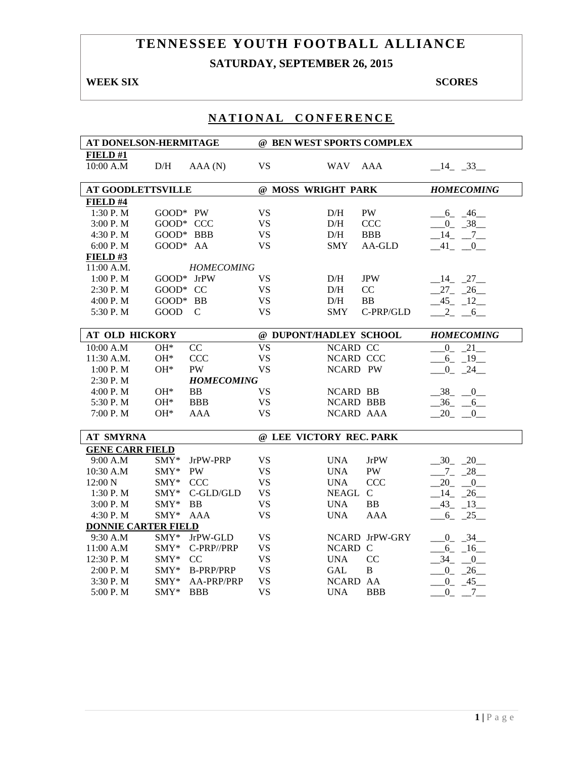# TENNESSEE YOUTH FOOTBALL ALLIANCE

## SATURDAY, SEPTEMBER 26, 2015

**WEEK SIX** **SCORES**

## NATIONAL CONFERENCE

| **AT DONELSON-HERMITAGE** | | | **@ BEN WEST SPORTS COMPLEX** | | | |
|---|---|---|---|---|---|---|
| **FIELD #1** | | | | | | |
| 10:00 A.M | D/H | AAA (N) | VS | WAV | AAA | \_\_14\_ \_33\_\_ |

| **AT GOODLETTSVILLE** | | | **@ MOSS WRIGHT PARK** | | | ***HOMECOMING*** |
|---|---|---|---|---|---|---|
| **FIELD #4** | | | | | | |
| 1:30 P. M | GOOD* | PW | VS | D/H | PW | \_\_\_6\_ \_46\_\_ |
| 3:00 P. M | GOOD* | CCC | VS | D/H | CCC | \_\_\_0\_ \_38\_\_ |
| 4:30 P. M | GOOD* | BBB | VS | D/H | BBB | \_\_14\_ \_\_7\_\_ |
| 6:00 P. M | GOOD* | AA | VS | SMY | AA-GLD | \_\_41\_ \_\_0\_\_ |
| **FIELD #3** | | | | | | |
| 11:00 A.M. | | *HOMECOMING* | | | | |
| 1:00 P. M | GOOD* | JrPW | VS | D/H | JPW | \_\_14\_ \_27\_\_ |
| 2:30 P. M | GOOD* | CC | VS | D/H | CC | \_\_27\_ \_26\_\_ |
| 4:00 P. M | GOOD* | BB | VS | D/H | BB | \_\_45\_ \_12\_\_ |
| 5:30 P. M | GOOD | C | VS | SMY | C-PRP/GLD | \_\_\_2\_ \_\_6\_\_ |

| **AT OLD HICKORY** | | | **@ DUPONT/HADLEY SCHOOL** | | | ***HOMECOMING*** |
|---|---|---|---|---|---|---|
| 10:00 A.M | OH* | CC | VS | NCARD | CC | \_\_\_0\_ \_21\_\_ |
| 11:30 A.M. | OH* | CCC | VS | NCARD | CCC | \_\_\_6\_ \_19\_\_ |
| 1:00 P. M | OH* | PW | VS | NCARD | PW | \_\_\_0\_ \_24\_\_ |
| 2:30 P. M | | ***HOMECOMING*** | | | | |
| 4:00 P. M | OH* | BB | VS | NCARD | BB | \_\_38\_ \_\_0\_\_ |
| 5:30 P. M | OH* | BBB | VS | NCARD | BBB | \_\_36\_ \_\_6\_\_ |
| 7:00 P. M | OH* | AAA | VS | NCARD | AAA | \_\_20\_ \_\_0\_\_ |

| **AT SMYRNA** | | | **@ LEE VICTORY REC. PARK** | | | |
|---|---|---|---|---|---|---|
| **GENE CARR FIELD** | | | | | | |
| 9:00 A.M | SMY* | JrPW-PRP | VS | UNA | JrPW | \_\_30\_ \_20\_\_ |
| 10:30 A.M | SMY* | PW | VS | UNA | PW | \_\_\_7\_ \_28\_\_ |
| 12:00 N | SMY* | CCC | VS | UNA | CCC | \_\_20\_ \_\_0\_\_ |
| 1:30 P. M | SMY* | C-GLD/GLD | VS | NEAGL | C | \_\_14\_ \_26\_\_ |
| 3:00 P. M | SMY* | BB | VS | UNA | BB | \_\_43\_ \_13\_\_ |
| 4:30 P. M | SMY* | AAA | VS | UNA | AAA | \_\_\_6\_ \_25\_\_ |
| **DONNIE CARTER FIELD** | | | | | | |
| 9:30 A.M | SMY* | JrPW-GLD | VS | NCARD | JrPW-GRY | \_\_\_0\_ \_34\_\_ |
| 11:00 A.M | SMY* | C-PRP//PRP | VS | NCARD | C | \_\_\_6\_ \_16\_\_ |
| 12:30 P. M | SMY* | CC | VS | UNA | CC | \_\_34\_ \_\_0\_\_ |
| 2:00 P. M | SMY* | B-PRP/PRP | VS | GAL | B | \_\_\_0\_ \_26\_\_ |
| 3:30 P. M | SMY* | AA-PRP/PRP | VS | NCARD | AA | \_\_\_0\_ \_45\_\_ |
| 5:00 P. M | SMY* | BBB | VS | UNA | BBB | \_\_\_0\_ \_\_7\_\_ |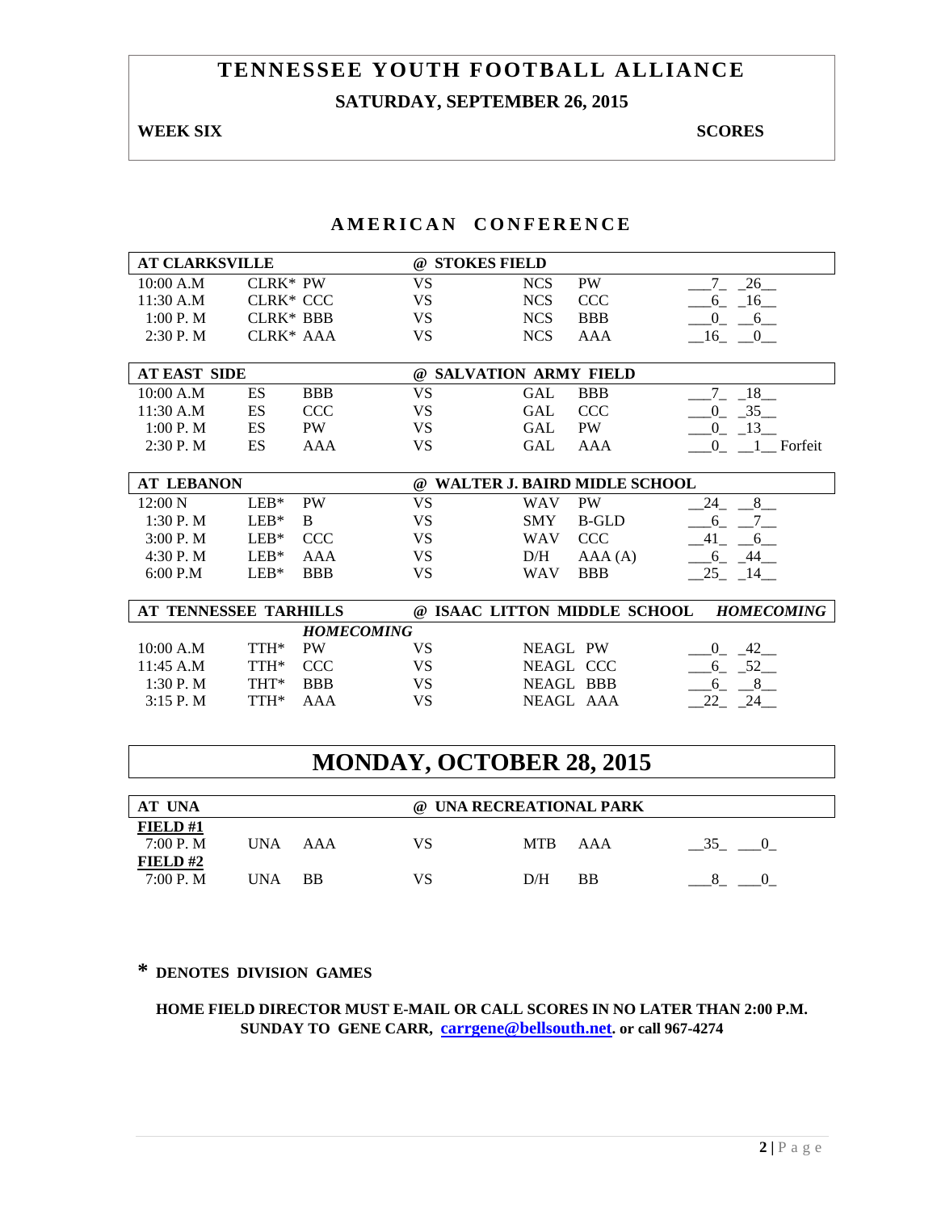# TENNESSEE YOUTH FOOTBALL ALLIANCE

## SATURDAY, SEPTEMBER 26, 2015

**WEEK SIX** **SCORES**

## AMERICAN CONFERENCE

| AT CLARKSVILLE | | | @ STOKES FIELD | | | |
|---|---|---|---|---|---|---|
| 10:00 A.M | CLRK* | PW | VS | NCS | PW | 7 26 |
| 11:30 A.M | CLRK* | CCC | VS | NCS | CCC | 6 16 |
| 1:00 P. M | CLRK* | BBB | VS | NCS | BBB | 0 6 |
| 2:30 P. M | CLRK* | AAA | VS | NCS | AAA | 16 0 |

| AT EAST SIDE | | | @ SALVATION ARMY FIELD | | | |
|---|---|---|---|---|---|---|
| 10:00 A.M | ES | BBB | VS | GAL | BBB | 7 18 |
| 11:30 A.M | ES | CCC | VS | GAL | CCC | 0 35 |
| 1:00 P. M | ES | PW | VS | GAL | PW | 0 13 |
| 2:30 P. M | ES | AAA | VS | GAL | AAA | 0 1 Forfeit |

| AT LEBANON | | | @ WALTER J. BAIRD MIDLE SCHOOL | | | |
|---|---|---|---|---|---|---|
| 12:00 N | LEB* | PW | VS | WAV | PW | 24 8 |
| 1:30 P. M | LEB* | B | VS | SMY | B-GLD | 6 7 |
| 3:00 P. M | LEB* | CCC | VS | WAV | CCC | 41 6 |
| 4:30 P. M | LEB* | AAA | VS | D/H | AAA (A) | 6 44 |
| 6:00 P.M | LEB* | BBB | VS | WAV | BBB | 25 14 |

| AT TENNESSEE TARHILLS | | | @ ISAAC LITTON MIDDLE SCHOOL | | | *HOMECOMING* |
|---|---|---|---|---|---|---|
| | | *HOMECOMING* | | | | |
| 10:00 A.M | TTH* | PW | VS | NEAGL | PW | 0 42 |
| 11:45 A.M | TTH* | CCC | VS | NEAGL | CCC | 6 52 |
| 1:30 P. M | THT* | BBB | VS | NEAGL | BBB | 6 8 |
| 3:15 P. M | TTH* | AAA | VS | NEAGL | AAA | 22 24 |

# MONDAY, OCTOBER 28, 2015

| AT UNA | | | @ UNA RECREATIONAL PARK | | | |
|---|---|---|---|---|---|---|
| **FIELD #1** | | | | | | |
| 7:00 P. M | UNA | AAA | VS | MTB | AAA | 35 0 |
| **FIELD #2** | | | | | | |
| 7:00 P. M | UNA | BB | VS | D/H | BB | 8 0 |

**\* DENOTES DIVISION GAMES**

**HOME FIELD DIRECTOR MUST E-MAIL OR CALL SCORES IN NO LATER THAN 2:00 P.M. SUNDAY TO GENE CARR, carrgene@bellsouth.net. or call 967-4274**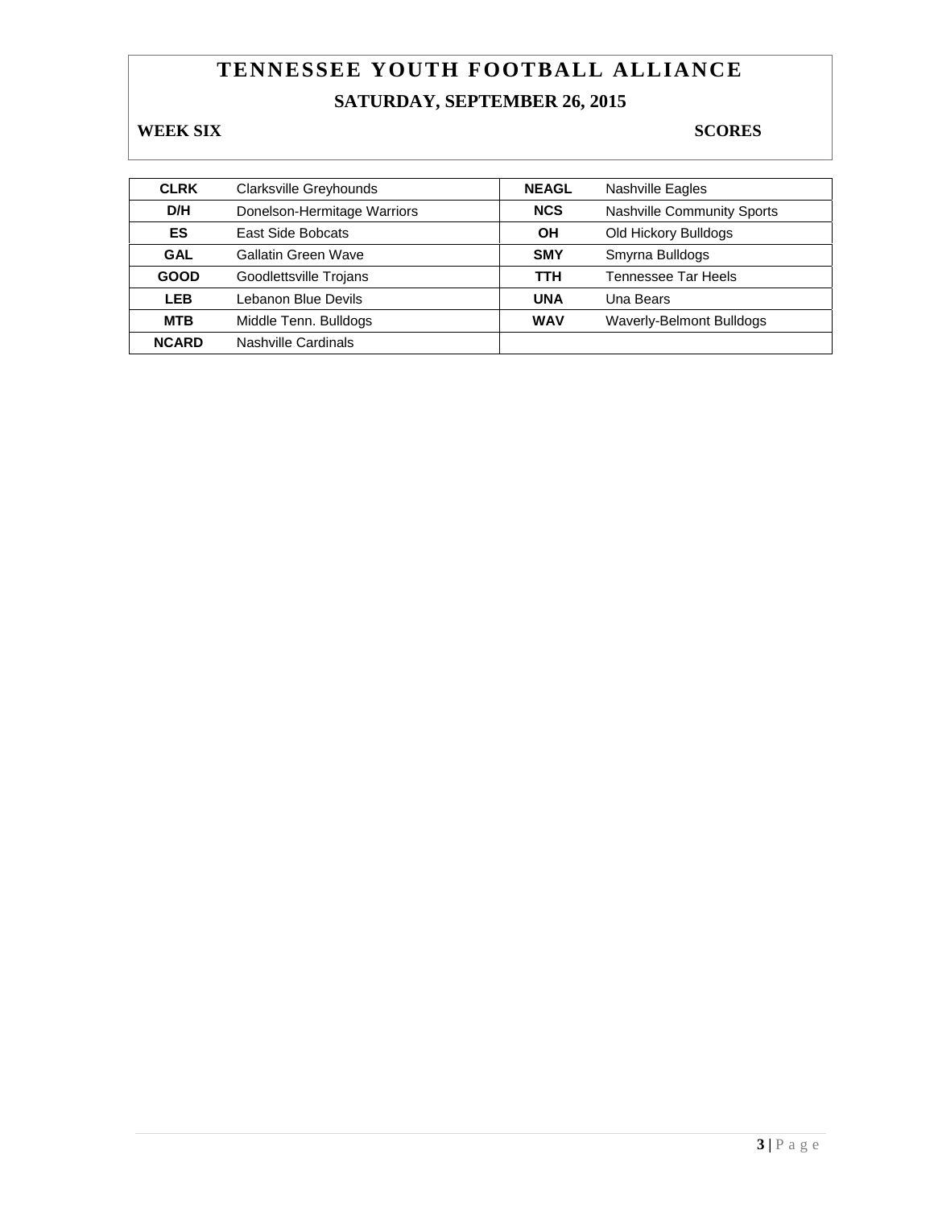# TENNESSEE YOUTH FOOTBALL ALLIANCE

## SATURDAY, SEPTEMBER 26, 2015

**WEEK SIX** **SCORES**

| | | | |
|---|---|---|---|
| **CLRK** | Clarksville Greyhounds | **NEAGL** | Nashville Eagles |
| **D/H** | Donelson-Hermitage Warriors | **NCS** | Nashville Community Sports |
| **ES** | East Side Bobcats | **OH** | Old Hickory Bulldogs |
| **GAL** | Gallatin Green Wave | **SMY** | Smyrna Bulldogs |
| **GOOD** | Goodlettsville Trojans | **TTH** | Tennessee Tar Heels |
| **LEB** | Lebanon Blue Devils | **UNA** | Una Bears |
| **MTB** | Middle Tenn. Bulldogs | **WAV** | Waverly-Belmont Bulldogs |
| **NCARD** | Nashville Cardinals | | |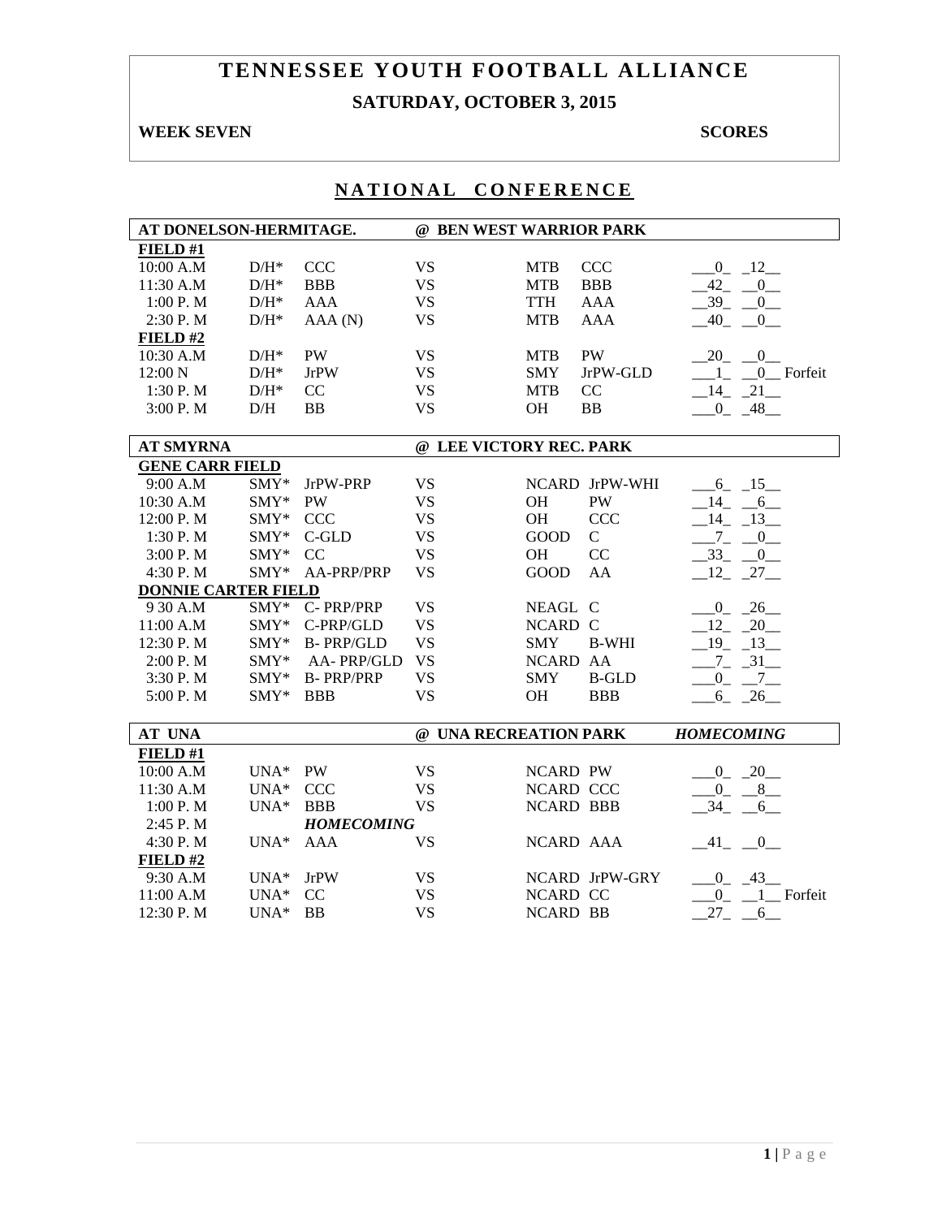# TENNESSEE YOUTH FOOTBALL ALLIANCE

## SATURDAY, OCTOBER 3, 2015

**WEEK SEVEN** **SCORES**

## NATIONAL CONFERENCE

| AT DONELSON-HERMITAGE. | | | @ BEN WEST WARRIOR PARK | | | |
|---|---|---|---|---|---|---|
| **FIELD #1** | | | | | | |
| 10:00 A.M | D/H* | CCC | VS | MTB | CCC | __0_ _12__ |
| 11:30 A.M | D/H* | BBB | VS | MTB | BBB | __42_ __0__ |
| 1:00 P. M | D/H* | AAA | VS | TTH | AAA | __39_ __0__ |
| 2:30 P. M | D/H* | AAA (N) | VS | MTB | AAA | __40_ __0__ |
| **FIELD #2** | | | | | | |
| 10:30 A.M | D/H* | PW | VS | MTB | PW | __20_ __0__ |
| 12:00 N | D/H* | JrPW | VS | SMY | JrPW-GLD | ___1_ __0__ Forfeit |
| 1:30 P. M | D/H* | CC | VS | MTB | CC | __14_ _21__ |
| 3:00 P. M | D/H | BB | VS | OH | BB | ___0_ _48__ |

| AT SMYRNA | | | @ LEE VICTORY REC. PARK | | | |
|---|---|---|---|---|---|---|
| **GENE CARR FIELD** | | | | | | |
| 9:00 A.M | SMY* | JrPW-PRP | VS | NCARD | JrPW-WHI | ___6_ _15__ |
| 10:30 A.M | SMY* | PW | VS | OH | PW | __14_ __6__ |
| 12:00 P. M | SMY* | CCC | VS | OH | CCC | __14_ _13__ |
| 1:30 P. M | SMY* | C-GLD | VS | GOOD | C | ___7_ __0__ |
| 3:00 P. M | SMY* | CC | VS | OH | CC | __33_ __0__ |
| 4:30 P. M | SMY* | AA-PRP/PRP | VS | GOOD | AA | __12_ _27__ |
| **DONNIE CARTER FIELD** | | | | | | |
| 9 30 A.M | SMY* | C- PRP/PRP | VS | NEAGL | C | ___0_ _26__ |
| 11:00 A.M | SMY* | C-PRP/GLD | VS | NCARD | C | __12_ _20__ |
| 12:30 P. M | SMY* | B- PRP/GLD | VS | SMY | B-WHI | __19_ _13__ |
| 2:00 P. M | SMY* | AA- PRP/GLD | VS | NCARD | AA | ___7_ _31__ |
| 3:30 P. M | SMY* | B- PRP/PRP | VS | SMY | B-GLD | ___0_ __7__ |
| 5:00 P. M | SMY* | BBB | VS | OH | BBB | ___6_ _26__ |

| AT UNA | | | @ UNA RECREATION PARK | | | *HOMECOMING* |
|---|---|---|---|---|---|---|
| **FIELD #1** | | | | | | |
| 10:00 A.M | UNA* | PW | VS | NCARD | PW | ___0_ _20__ |
| 11:30 A.M | UNA* | CCC | VS | NCARD | CCC | ___0_ __8__ |
| 1:00 P. M | UNA* | BBB | VS | NCARD | BBB | __34_ __6__ |
| 2:45 P. M | | *HOMECOMING* | | | | |
| 4:30 P. M | UNA* | AAA | VS | NCARD | AAA | __41_ __0__ |
| **FIELD #2** | | | | | | |
| 9:30 A.M | UNA* | JrPW | VS | NCARD | JrPW-GRY | ___0_ _43__ |
| 11:00 A.M | UNA* | CC | VS | NCARD | CC | ___0_ __1__ Forfeit |
| 12:30 P. M | UNA* | BB | VS | NCARD | BB | __27_ __6__ |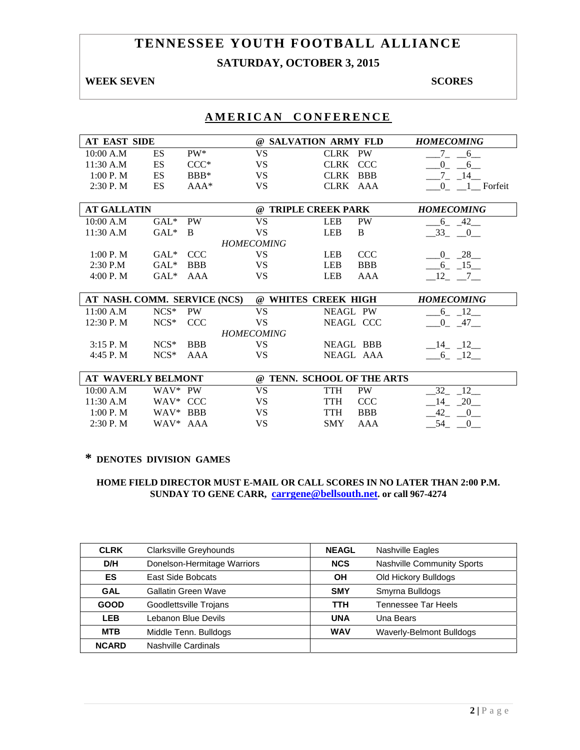# TENNESSEE YOUTH FOOTBALL ALLIANCE

## SATURDAY, OCTOBER 3, 2015

**WEEK SEVEN** **SCORES**

## AMERICAN CONFERENCE

| AT EAST SIDE | | | @ SALVATION ARMY FLD | | | *HOMECOMING* |
|---|---|---|---|---|---|---|
| 10:00 A.M | ES | PW* | VS | CLRK | PW | 7 6 |
| 11:30 A.M | ES | CCC* | VS | CLRK | CCC | 0 6 |
| 1:00 P. M | ES | BBB* | VS | CLRK | BBB | 7 14 |
| 2:30 P. M | ES | AAA* | VS | CLRK | AAA | 0 1 Forfeit |

| AT GALLATIN | | | @ TRIPLE CREEK PARK | | | *HOMECOMING* |
|---|---|---|---|---|---|---|
| 10:00 A.M | GAL* | PW | VS | LEB | PW | 6 42 |
| 11:30 A.M | GAL* | B | VS | LEB | B | 33 0 |
| | | | *HOMECOMING* | | | |
| 1:00 P. M | GAL* | CCC | VS | LEB | CCC | 0 28 |
| 2:30 P.M | GAL* | BBB | VS | LEB | BBB | 6 15 |
| 4:00 P. M | GAL* | AAA | VS | LEB | AAA | 12 7 |

| AT NASH. COMM. SERVICE (NCS) | | | @ WHITES CREEK HIGH | | | *HOMECOMING* |
|---|---|---|---|---|---|---|
| 11:00 A.M | NCS* | PW | VS | NEAGL | PW | 6 12 |
| 12:30 P. M | NCS* | CCC | VS | NEAGL | CCC | 0 47 |
| | | | *HOMECOMING* | | | |
| 3:15 P. M | NCS* | BBB | VS | NEAGL | BBB | 14 12 |
| 4:45 P. M | NCS* | AAA | VS | NEAGL | AAA | 6 12 |

| AT WAVERLY BELMONT | | | @ TENN. SCHOOL OF THE ARTS | | | |
|---|---|---|---|---|---|---|
| 10:00 A.M | WAV* | PW | VS | TTH | PW | 32 12 |
| 11:30 A.M | WAV* | CCC | VS | TTH | CCC | 14 20 |
| 1:00 P. M | WAV* | BBB | VS | TTH | BBB | 42 0 |
| 2:30 P. M | WAV* | AAA | VS | SMY | AAA | 54 0 |

**\* DENOTES DIVISION GAMES**

**HOME FIELD DIRECTOR MUST E-MAIL OR CALL SCORES IN NO LATER THAN 2:00 P.M. SUNDAY TO GENE CARR, carrgene@bellsouth.net. or call 967-4274**

| | | | |
|---|---|---|---|
| **CLRK** | Clarksville Greyhounds | **NEAGL** | Nashville Eagles |
| **D/H** | Donelson-Hermitage Warriors | **NCS** | Nashville Community Sports |
| **ES** | East Side Bobcats | **OH** | Old Hickory Bulldogs |
| **GAL** | Gallatin Green Wave | **SMY** | Smyrna Bulldogs |
| **GOOD** | Goodlettsville Trojans | **TTH** | Tennessee Tar Heels |
| **LEB** | Lebanon Blue Devils | **UNA** | Una Bears |
| **MTB** | Middle Tenn. Bulldogs | **WAV** | Waverly-Belmont Bulldogs |
| **NCARD** | Nashville Cardinals | | |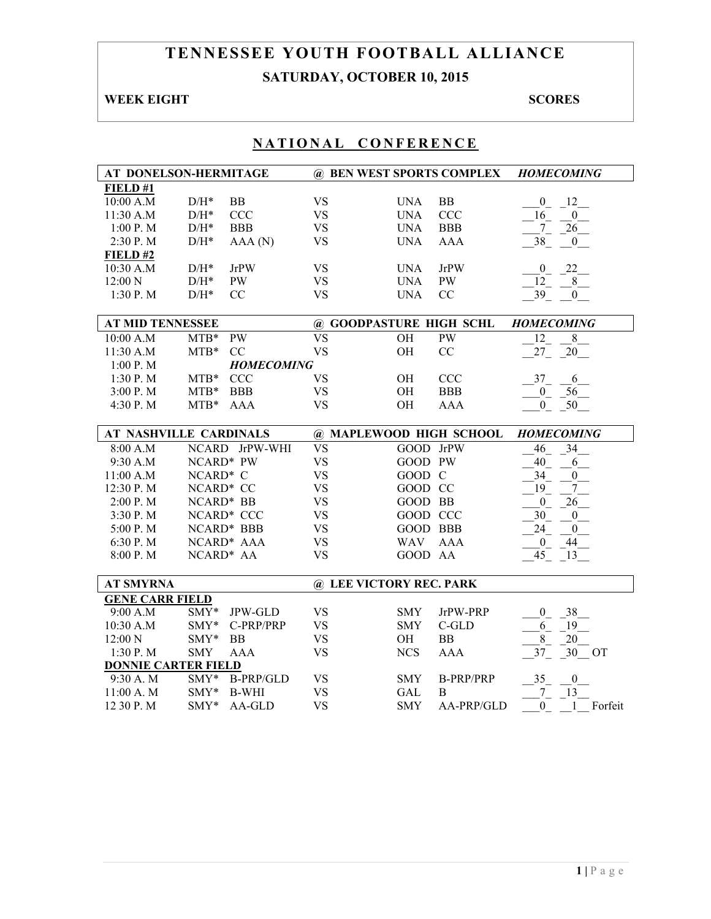# TENNESSEE YOUTH FOOTBALL ALLIANCE

**SATURDAY, OCTOBER 10, 2015**

**WEEK EIGHT** **SCORES**

## NATIONAL CONFERENCE

| AT DONELSON-HERMITAGE | | | @ BEN WEST SPORTS COMPLEX | | | *HOMECOMING* |
|---|---|---|---|---|---|---|
| **FIELD #1** | | | | | | |
| 10:00 A.M | D/H* | BB | VS | UNA | BB | 0 12 |
| 11:30 A.M | D/H* | CCC | VS | UNA | CCC | 16 0 |
| 1:00 P. M | D/H* | BBB | VS | UNA | BBB | 7 26 |
| 2:30 P. M | D/H* | AAA (N) | VS | UNA | AAA | 38 0 |
| **FIELD #2** | | | | | | |
| 10:30 A.M | D/H* | JrPW | VS | UNA | JrPW | 0 22 |
| 12:00 N | D/H* | PW | VS | UNA | PW | 12 8 |
| 1:30 P. M | D/H* | CC | VS | UNA | CC | 39 0 |

| AT MID TENNESSEE | | | @ GOODPASTURE HIGH SCHL | | | *HOMECOMING* |
|---|---|---|---|---|---|---|
| 10:00 A.M | MTB* | PW | VS | OH | PW | 12 8 |
| 11:30 A.M | MTB* | CC | VS | OH | CC | 27 20 |
| 1:00 P. M | | *HOMECOMING* | | | | |
| 1:30 P. M | MTB* | CCC | VS | OH | CCC | 37 6 |
| 3:00 P. M | MTB* | BBB | VS | OH | BBB | 0 56 |
| 4:30 P. M | MTB* | AAA | VS | OH | AAA | 0 50 |

| AT NASHVILLE CARDINALS | | | @ MAPLEWOOD HIGH SCHOOL | | | *HOMECOMING* |
|---|---|---|---|---|---|---|
| 8:00 A.M | NCARD | JrPW-WHI | VS | GOOD | JrPW | 46 34 |
| 9:30 A.M | NCARD* | PW | VS | GOOD | PW | 40 6 |
| 11:00 A.M | NCARD* | C | VS | GOOD | C | 34 0 |
| 12:30 P. M | NCARD* | CC | VS | GOOD | CC | 19 7 |
| 2:00 P. M | NCARD* | BB | VS | GOOD | BB | 0 26 |
| 3:30 P. M | NCARD* | CCC | VS | GOOD | CCC | 30 0 |
| 5:00 P. M | NCARD* | BBB | VS | GOOD | BBB | 24 0 |
| 6:30 P. M | NCARD* | AAA | VS | WAV | AAA | 0 44 |
| 8:00 P. M | NCARD* | AA | VS | GOOD | AA | 45 13 |

| AT SMYRNA | | | @ LEE VICTORY REC. PARK | | | |
|---|---|---|---|---|---|---|
| **GENE CARR FIELD** | | | | | | |
| 9:00 A.M | SMY* | JPW-GLD | VS | SMY | JrPW-PRP | 0 38 |
| 10:30 A.M | SMY* | C-PRP/PRP | VS | SMY | C-GLD | 6 19 |
| 12:00 N | SMY* | BB | VS | OH | BB | 8 20 |
| 1:30 P. M | SMY | AAA | VS | NCS | AAA | 37 30 OT |
| **DONNIE CARTER FIELD** | | | | | | |
| 9:30 A. M | SMY* | B-PRP/GLD | VS | SMY | B-PRP/PRP | 35 0 |
| 11:00 A. M | SMY* | B-WHI | VS | GAL | B | 7 13 |
| 12 30 P. M | SMY* | AA-GLD | VS | SMY | AA-PRP/GLD | 0 1 Forfeit |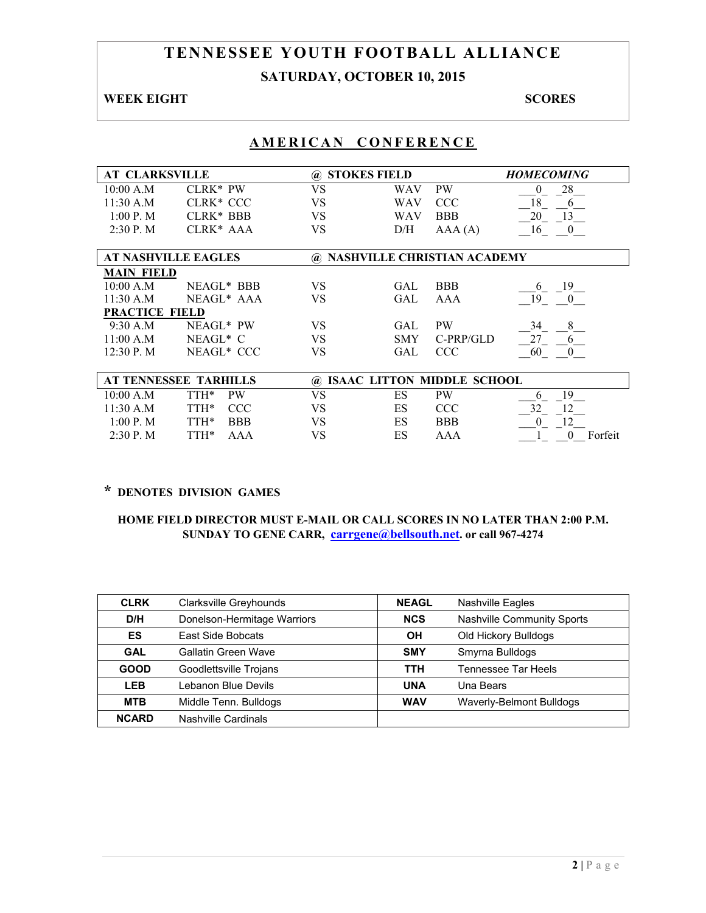# TENNESSEE YOUTH FOOTBALL ALLIANCE

## SATURDAY, OCTOBER 10, 2015

**WEEK EIGHT** **SCORES**

## AMERICAN CONFERENCE

| AT CLARKSVILLE | | @ STOKES FIELD | | *HOMECOMING* |
|---|---|---|---|---|
| 10:00 A.M | CLRK* PW | VS | WAV PW | 0 28 |
| 11:30 A.M | CLRK* CCC | VS | WAV CCC | 18 6 |
| 1:00 P. M | CLRK* BBB | VS | WAV BBB | 20 13 |
| 2:30 P. M | CLRK* AAA | VS | D/H AAA (A) | 16 0 |

| AT NASHVILLE EAGLES | | @ NASHVILLE CHRISTIAN ACADEMY | | |
|---|---|---|---|---|
| **MAIN FIELD** | | | | |
| 10:00 A.M | NEAGL* BBB | VS | GAL BBB | 6 19 |
| 11:30 A.M | NEAGL* AAA | VS | GAL AAA | 19 0 |
| **PRACTICE FIELD** | | | | |
| 9:30 A.M | NEAGL* PW | VS | GAL PW | 34 8 |
| 11:00 A.M | NEAGL* C | VS | SMY C-PRP/GLD | 27 6 |
| 12:30 P. M | NEAGL* CCC | VS | GAL CCC | 60 0 |

| AT TENNESSEE TARHILLS | | @ ISAAC LITTON MIDDLE SCHOOL | | |
|---|---|---|---|---|
| 10:00 A.M | TTH* PW | VS | ES PW | 6 19 |
| 11:30 A.M | TTH* CCC | VS | ES CCC | 32 12 |
| 1:00 P. M | TTH* BBB | VS | ES BBB | 0 12 |
| 2:30 P. M | TTH* AAA | VS | ES AAA | 1 0 Forfeit |

**\* DENOTES DIVISION GAMES**

**HOME FIELD DIRECTOR MUST E-MAIL OR CALL SCORES IN NO LATER THAN 2:00 P.M. SUNDAY TO GENE CARR, carrgene@bellsouth.net. or call 967-4274**

| | | | |
|---|---|---|---|
| **CLRK** | Clarksville Greyhounds | **NEAGL** | Nashville Eagles |
| **D/H** | Donelson-Hermitage Warriors | **NCS** | Nashville Community Sports |
| **ES** | East Side Bobcats | **OH** | Old Hickory Bulldogs |
| **GAL** | Gallatin Green Wave | **SMY** | Smyrna Bulldogs |
| **GOOD** | Goodlettsville Trojans | **TTH** | Tennessee Tar Heels |
| **LEB** | Lebanon Blue Devils | **UNA** | Una Bears |
| **MTB** | Middle Tenn. Bulldogs | **WAV** | Waverly-Belmont Bulldogs |
| **NCARD** | Nashville Cardinals | | |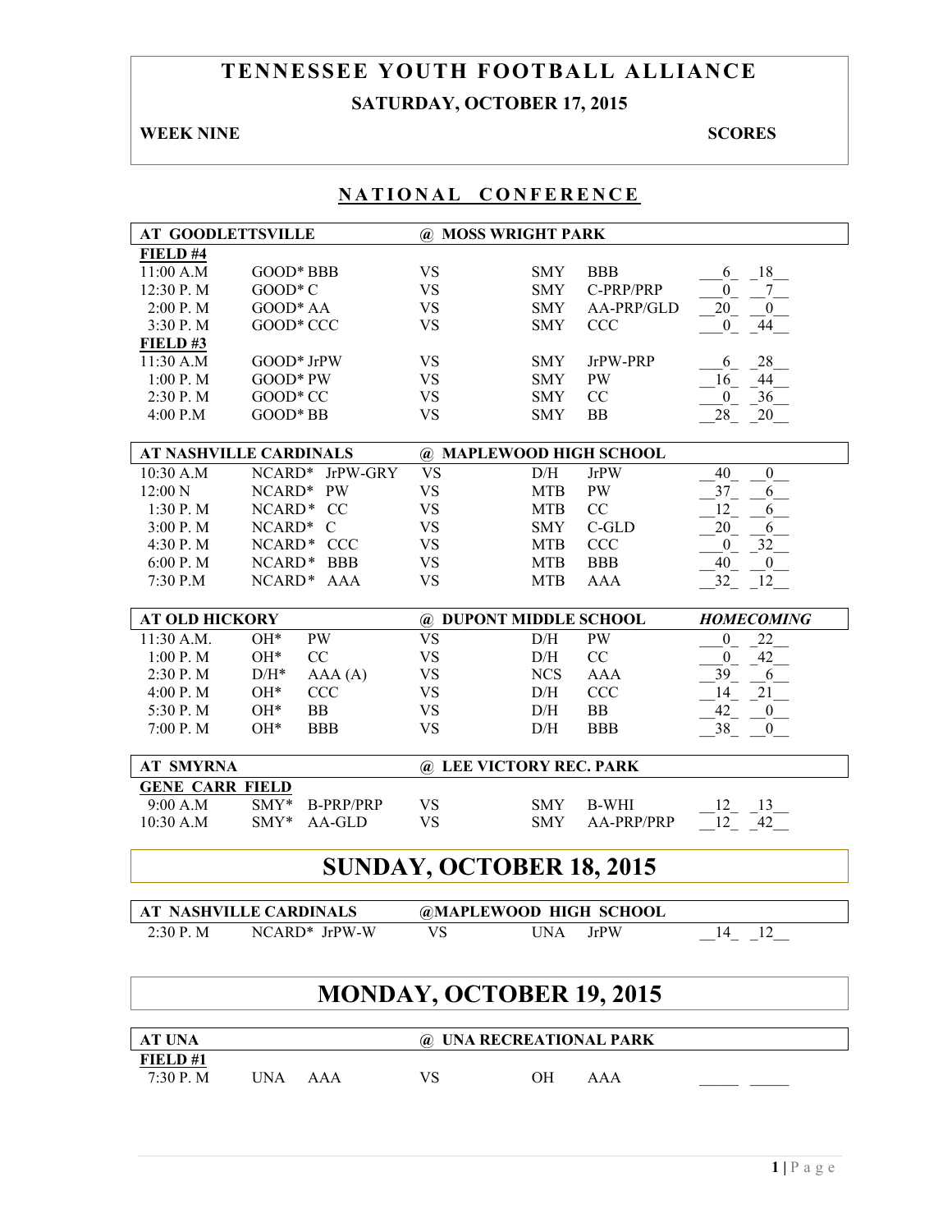# TENNESSEE YOUTH FOOTBALL ALLIANCE

## SATURDAY, OCTOBER 17, 2015

**WEEK NINE** **SCORES**

## NATIONAL CONFERENCE

| AT GOODLETTSVILLE | | @ MOSS WRIGHT PARK | | | |
|---|---|---|---|---|---|
| **FIELD #4** | | | | | |
| 11:00 A.M | GOOD* BBB | VS | SMY | BBB | 6 18 |
| 12:30 P. M | GOOD* C | VS | SMY | C-PRP/PRP | 0 7 |
| 2:00 P. M | GOOD* AA | VS | SMY | AA-PRP/GLD | 20 0 |
| 3:30 P. M | GOOD* CCC | VS | SMY | CCC | 0 44 |
| **FIELD #3** | | | | | |
| 11:30 A.M | GOOD* JrPW | VS | SMY | JrPW-PRP | 6 28 |
| 1:00 P. M | GOOD* PW | VS | SMY | PW | 16 44 |
| 2:30 P. M | GOOD* CC | VS | SMY | CC | 0 36 |
| 4:00 P.M | GOOD* BB | VS | SMY | BB | 28 20 |

| AT NASHVILLE CARDINALS | | @ MAPLEWOOD HIGH SCHOOL | | | |
|---|---|---|---|---|---|
| 10:30 A.M | NCARD* JrPW-GRY | VS | D/H | JrPW | 40 0 |
| 12:00 N | NCARD* PW | VS | MTB | PW | 37 6 |
| 1:30 P. M | NCARD* CC | VS | MTB | CC | 12 6 |
| 3:00 P. M | NCARD* C | VS | SMY | C-GLD | 20 6 |
| 4:30 P. M | NCARD* CCC | VS | MTB | CCC | 0 32 |
| 6:00 P. M | NCARD* BBB | VS | MTB | BBB | 40 0 |
| 7:30 P.M | NCARD* AAA | VS | MTB | AAA | 32 12 |

| AT OLD HICKORY | | | @ DUPONT MIDDLE SCHOOL | | | *HOMECOMING* |
|---|---|---|---|---|---|---|
| 11:30 A.M. | OH* | PW | VS | D/H | PW | 0 22 |
| 1:00 P. M | OH* | CC | VS | D/H | CC | 0 42 |
| 2:30 P. M | D/H* | AAA (A) | VS | NCS | AAA | 39 6 |
| 4:00 P. M | OH* | CCC | VS | D/H | CCC | 14 21 |
| 5:30 P. M | OH* | BB | VS | D/H | BB | 42 0 |
| 7:00 P. M | OH* | BBB | VS | D/H | BBB | 38 0 |

| AT SMYRNA | | @ LEE VICTORY REC. PARK | | | |
|---|---|---|---|---|---|
| **GENE CARR FIELD** | | | | | |
| 9:00 A.M | SMY* B-PRP/PRP | VS | SMY | B-WHI | 12 13 |
| 10:30 A.M | SMY* AA-GLD | VS | SMY | AA-PRP/PRP | 12 42 |

# SUNDAY, OCTOBER 18, 2015

| AT NASHVILLE CARDINALS | | @MAPLEWOOD HIGH SCHOOL | | | |
|---|---|---|---|---|---|
| 2:30 P. M | NCARD* JrPW-W | VS | UNA | JrPW | 14 12 |

# MONDAY, OCTOBER 19, 2015

| AT UNA | | | @ UNA RECREATIONAL PARK | | | |
|---|---|---|---|---|---|---|
| **FIELD #1** | | | | | | |
| 7:30 P. M | UNA | AAA | VS | OH | AAA | _____ _____ |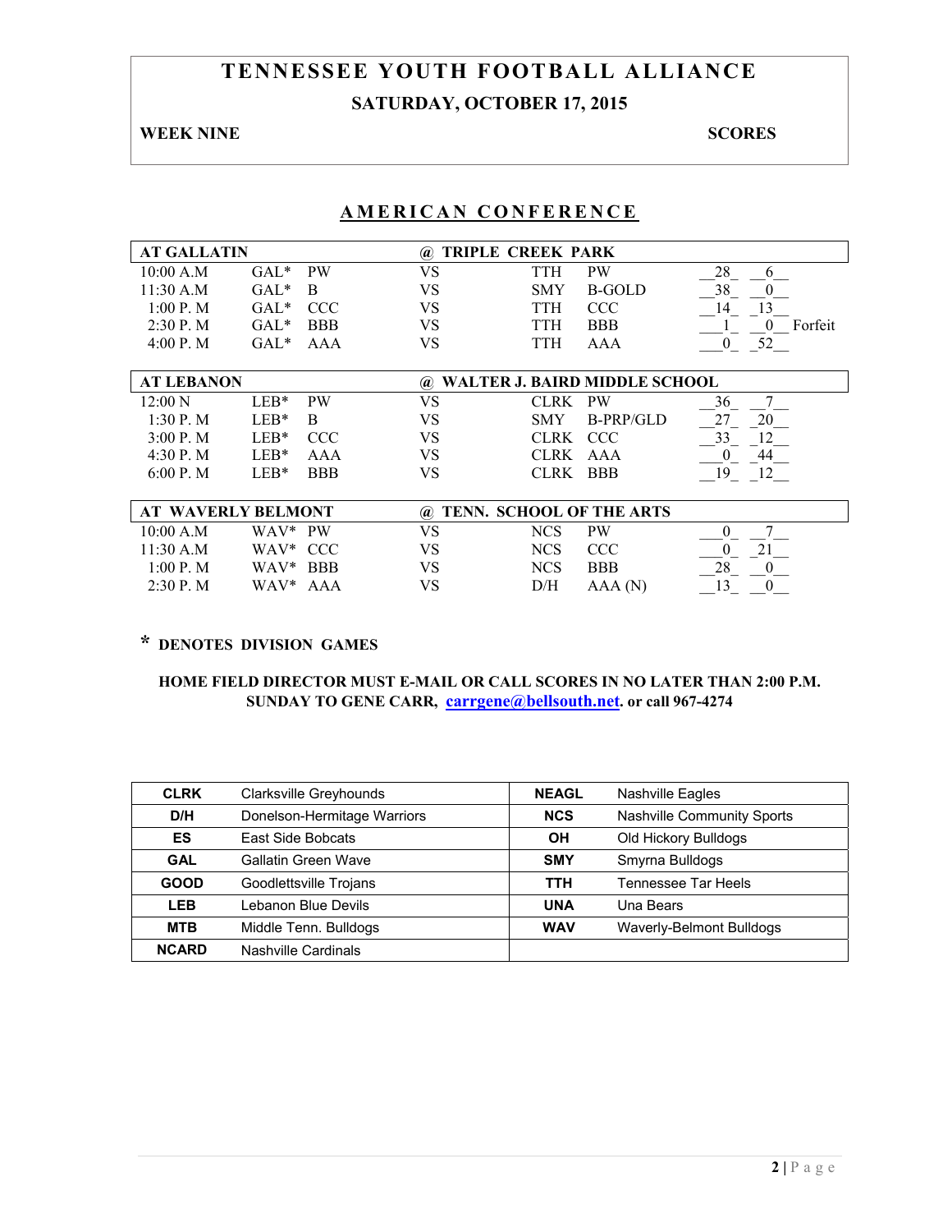# TENNESSEE YOUTH FOOTBALL ALLIANCE

## SATURDAY, OCTOBER 17, 2015

**WEEK NINE** **SCORES**

## AMERICAN CONFERENCE

| AT GALLATIN | | | @ TRIPLE CREEK PARK | | | | |
|---|---|---|---|---|---|---|---|
| 10:00 A.M | GAL* | PW | VS | TTH | PW | 28 | 6 |
| 11:30 A.M | GAL* | B | VS | SMY | B-GOLD | 38 | 0 |
| 1:00 P. M | GAL* | CCC | VS | TTH | CCC | 14 | 13 |
| 2:30 P. M | GAL* | BBB | VS | TTH | BBB | 1 | 0 Forfeit |
| 4:00 P. M | GAL* | AAA | VS | TTH | AAA | 0 | 52 |

| AT LEBANON | | | @ WALTER J. BAIRD MIDDLE SCHOOL | | | | |
|---|---|---|---|---|---|---|---|
| 12:00 N | LEB* | PW | VS | CLRK | PW | 36 | 7 |
| 1:30 P. M | LEB* | B | VS | SMY | B-PRP/GLD | 27 | 20 |
| 3:00 P. M | LEB* | CCC | VS | CLRK | CCC | 33 | 12 |
| 4:30 P. M | LEB* | AAA | VS | CLRK | AAA | 0 | 44 |
| 6:00 P. M | LEB* | BBB | VS | CLRK | BBB | 19 | 12 |

| AT WAVERLY BELMONT | | | @ TENN. SCHOOL OF THE ARTS | | | | |
|---|---|---|---|---|---|---|---|
| 10:00 A.M | WAV* | PW | VS | NCS | PW | 0 | 7 |
| 11:30 A.M | WAV* | CCC | VS | NCS | CCC | 0 | 21 |
| 1:00 P. M | WAV* | BBB | VS | NCS | BBB | 28 | 0 |
| 2:30 P. M | WAV* | AAA | VS | D/H | AAA (N) | 13 | 0 |

**\* DENOTES DIVISION GAMES**

**HOME FIELD DIRECTOR MUST E-MAIL OR CALL SCORES IN NO LATER THAN 2:00 P.M. SUNDAY TO GENE CARR, carrgene@bellsouth.net. or call 967-4274**

| | | | |
|---|---|---|---|
| **CLRK** | Clarksville Greyhounds | **NEAGL** | Nashville Eagles |
| **D/H** | Donelson-Hermitage Warriors | **NCS** | Nashville Community Sports |
| **ES** | East Side Bobcats | **OH** | Old Hickory Bulldogs |
| **GAL** | Gallatin Green Wave | **SMY** | Smyrna Bulldogs |
| **GOOD** | Goodlettsville Trojans | **TTH** | Tennessee Tar Heels |
| **LEB** | Lebanon Blue Devils | **UNA** | Una Bears |
| **MTB** | Middle Tenn. Bulldogs | **WAV** | Waverly-Belmont Bulldogs |
| **NCARD** | Nashville Cardinals | | |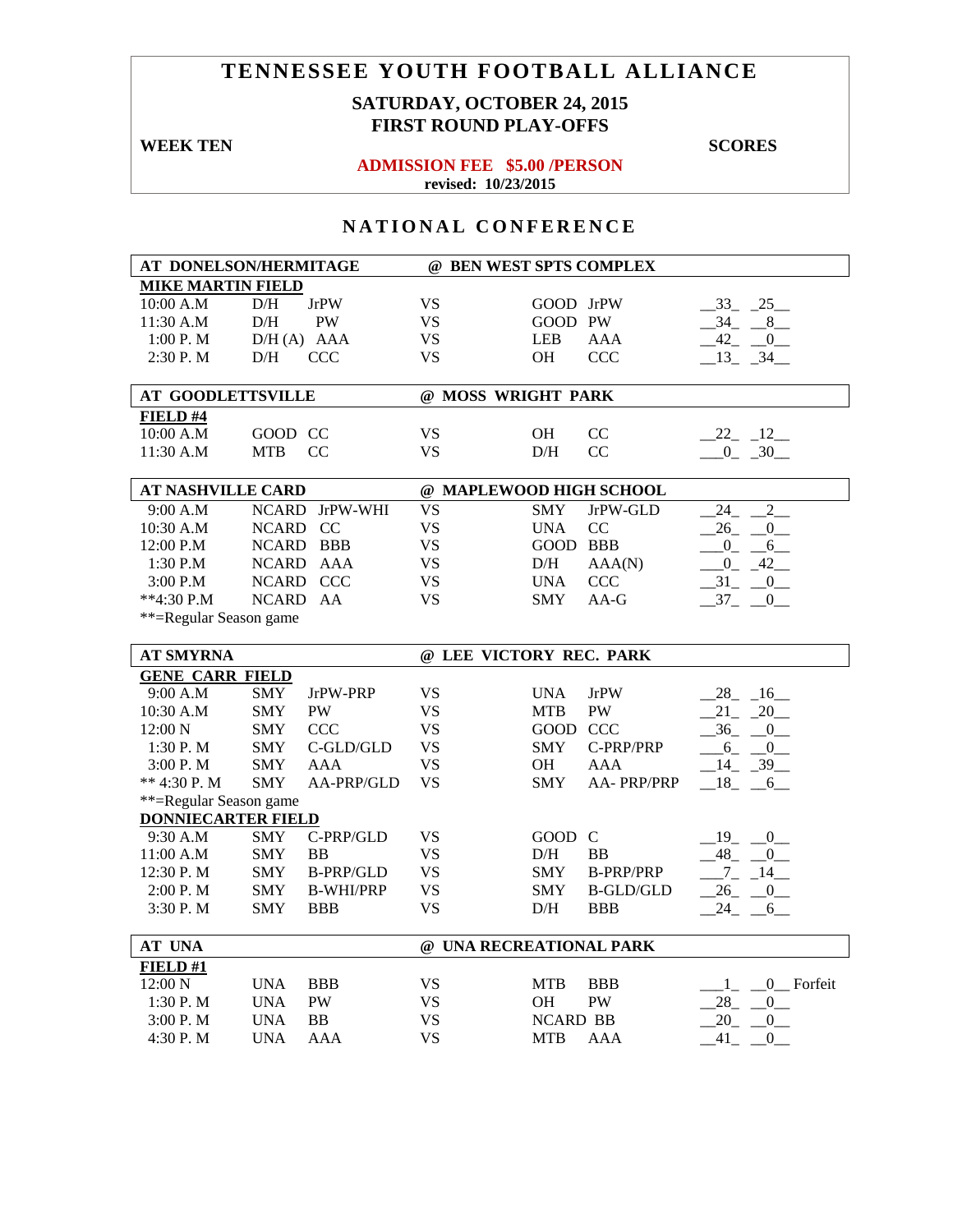# TENNESSEE YOUTH FOOTBALL ALLIANCE

**SATURDAY, OCTOBER 24, 2015**
**FIRST ROUND PLAY-OFFS**

**WEEK TEN** **SCORES**

**ADMISSION FEE $5.00 /PERSON**
**revised: 10/23/2015**

## NATIONAL CONFERENCE

| AT DONELSON/HERMITAGE | | | @ BEN WEST SPTS COMPLEX | | | |
|---|---|---|---|---|---|---|
| **MIKE MARTIN FIELD** | | | | | | |
| 10:00 A.M | D/H | JrPW | VS | GOOD | JrPW | 33 25 |
| 11:30 A.M | D/H | PW | VS | GOOD | PW | 34 8 |
| 1:00 P. M | D/H (A) | AAA | VS | LEB | AAA | 42 0 |
| 2:30 P. M | D/H | CCC | VS | OH | CCC | 13 34 |

| AT GOODLETTSVILLE | | | @ MOSS WRIGHT PARK | | | |
|---|---|---|---|---|---|---|
| **FIELD #4** | | | | | | |
| 10:00 A.M | GOOD | CC | VS | OH | CC | 22 12 |
| 11:30 A.M | MTB | CC | VS | D/H | CC | 0 30 |

| AT NASHVILLE CARD | | | @ MAPLEWOOD HIGH SCHOOL | | | |
|---|---|---|---|---|---|---|
| 9:00 A.M | NCARD | JrPW-WHI | VS | SMY | JrPW-GLD | 24 2 |
| 10:30 A.M | NCARD | CC | VS | UNA | CC | 26 0 |
| 12:00 P.M | NCARD | BBB | VS | GOOD | BBB | 0 6 |
| 1:30 P.M | NCARD | AAA | VS | D/H | AAA(N) | 0 42 |
| 3:00 P.M | NCARD | CCC | VS | UNA | CCC | 31 0 |
| **4:30 P.M | NCARD | AA | VS | SMY | AA-G | 37 0 |
| **=Regular Season game | | | | | | |

| AT SMYRNA | | | @ LEE VICTORY REC. PARK | | | |
|---|---|---|---|---|---|---|
| **GENE CARR FIELD** | | | | | | |
| 9:00 A.M | SMY | JrPW-PRP | VS | UNA | JrPW | 28 16 |
| 10:30 A.M | SMY | PW | VS | MTB | PW | 21 20 |
| 12:00 N | SMY | CCC | VS | GOOD | CCC | 36 0 |
| 1:30 P. M | SMY | C-GLD/GLD | VS | SMY | C-PRP/PRP | 6 0 |
| 3:00 P. M | SMY | AAA | VS | OH | AAA | 14 39 |
| ** 4:30 P. M | SMY | AA-PRP/GLD | VS | SMY | AA- PRP/PRP | 18 6 |
| **=Regular Season game | | | | | | |
| **DONNIECARTER FIELD** | | | | | | |
| 9:30 A.M | SMY | C-PRP/GLD | VS | GOOD | C | 19 0 |
| 11:00 A.M | SMY | BB | VS | D/H | BB | 48 0 |
| 12:30 P. M | SMY | B-PRP/GLD | VS | SMY | B-PRP/PRP | 7 14 |
| 2:00 P. M | SMY | B-WHI/PRP | VS | SMY | B-GLD/GLD | 26 0 |
| 3:30 P. M | SMY | BBB | VS | D/H | BBB | 24 6 |

| AT UNA | | | @ UNA RECREATIONAL PARK | | | |
|---|---|---|---|---|---|---|
| **FIELD #1** | | | | | | |
| 12:00 N | UNA | BBB | VS | MTB | BBB | 1 0 Forfeit |
| 1:30 P. M | UNA | PW | VS | OH | PW | 28 0 |
| 3:00 P. M | UNA | BB | VS | NCARD | BB | 20 0 |
| 4:30 P. M | UNA | AAA | VS | MTB | AAA | 41 0 |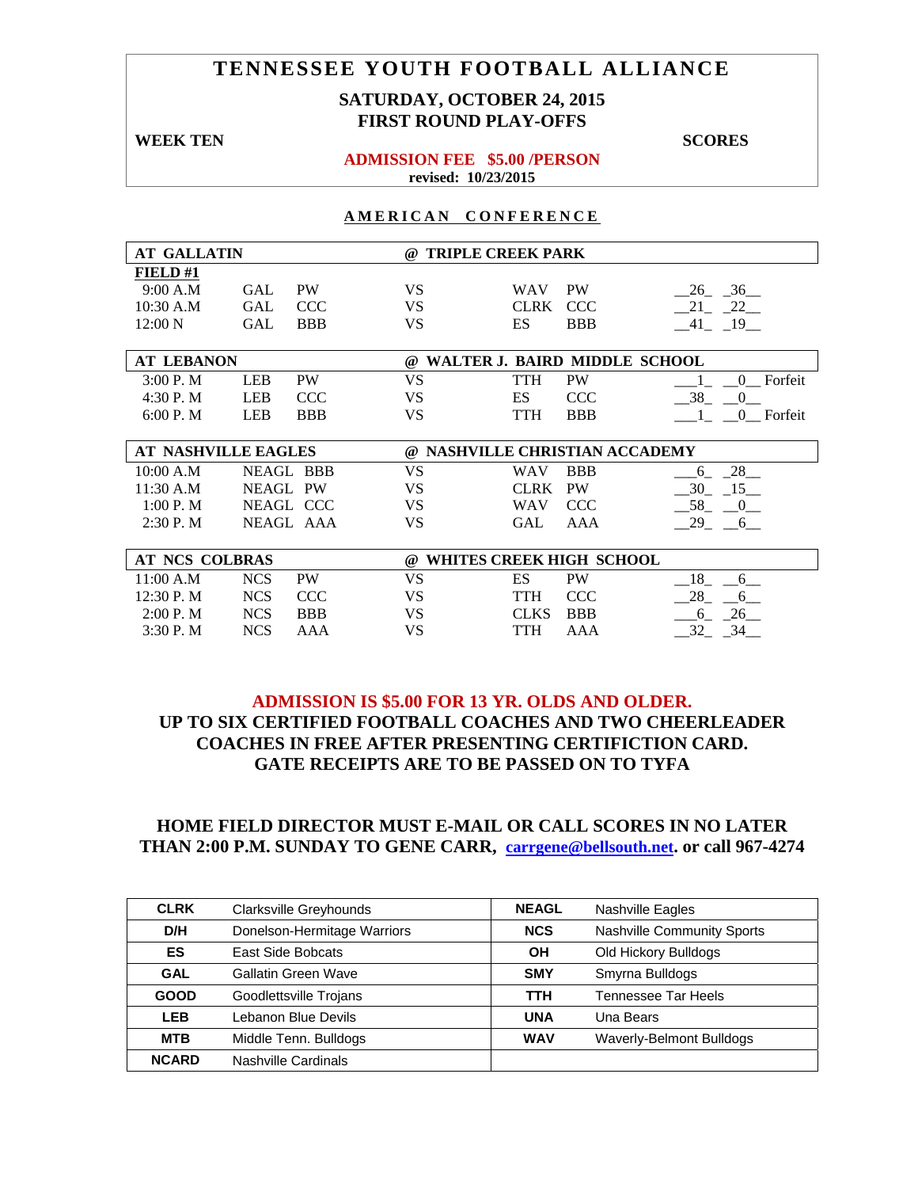# TENNESSEE YOUTH FOOTBALL ALLIANCE

**SATURDAY, OCTOBER 24, 2015**
**FIRST ROUND PLAY-OFFS**

**WEEK TEN** — **SCORES**

**ADMISSION FEE $5.00 /PERSON**
**revised: 10/23/2015**

## AMERICAN CONFERENCE

| AT GALLATIN | | | @ TRIPLE CREEK PARK | | | |
|---|---|---|---|---|---|---|
| **FIELD #1** | | | | | | |
| 9:00 A.M | GAL | PW | VS | WAV | PW | __26_ _36__ |
| 10:30 A.M | GAL | CCC | VS | CLRK | CCC | __21_ _22__ |
| 12:00 N | GAL | BBB | VS | ES | BBB | __41_ _19__ |

| AT LEBANON | | | @ WALTER J. BAIRD MIDDLE SCHOOL | | | |
|---|---|---|---|---|---|---|
| 3:00 P. M | LEB | PW | VS | TTH | PW | ___1_ __0__ Forfeit |
| 4:30 P. M | LEB | CCC | VS | ES | CCC | __38_ __0__ |
| 6:00 P. M | LEB | BBB | VS | TTH | BBB | ___1_ __0__ Forfeit |

| AT NASHVILLE EAGLES | | | @ NASHVILLE CHRISTIAN ACCADEMY | | | |
|---|---|---|---|---|---|---|
| 10:00 A.M | NEAGL | BBB | VS | WAV | BBB | __6_ _28__ |
| 11:30 A.M | NEAGL | PW | VS | CLRK | PW | __30_ _15__ |
| 1:00 P. M | NEAGL | CCC | VS | WAV | CCC | __58_ __0__ |
| 2:30 P. M | NEAGL | AAA | VS | GAL | AAA | __29_ __6__ |

| AT NCS COLBRAS | | | @ WHITES CREEK HIGH SCHOOL | | | |
|---|---|---|---|---|---|---|
| 11:00 A.M | NCS | PW | VS | ES | PW | __18_ __6__ |
| 12:30 P. M | NCS | CCC | VS | TTH | CCC | __28_ __6__ |
| 2:00 P. M | NCS | BBB | VS | CLKS | BBB | ___6_ _26__ |
| 3:30 P. M | NCS | AAA | VS | TTH | AAA | __32_ _34__ |

**ADMISSION IS $5.00 FOR 13 YR. OLDS AND OLDER.**
**UP TO SIX CERTIFIED FOOTBALL COACHES AND TWO CHEERLEADER COACHES IN FREE AFTER PRESENTING CERTIFICTION CARD.**
**GATE RECEIPTS ARE TO BE PASSED ON TO TYFA**

**HOME FIELD DIRECTOR MUST E-MAIL OR CALL SCORES IN NO LATER THAN 2:00 P.M. SUNDAY TO GENE CARR, carrgene@bellsouth.net. or call 967-4274**

| CLRK | Clarksville Greyhounds | NEAGL | Nashville Eagles |
|---|---|---|---|
| D/H | Donelson-Hermitage Warriors | NCS | Nashville Community Sports |
| ES | East Side Bobcats | OH | Old Hickory Bulldogs |
| GAL | Gallatin Green Wave | SMY | Smyrna Bulldogs |
| GOOD | Goodlettsville Trojans | TTH | Tennessee Tar Heels |
| LEB | Lebanon Blue Devils | UNA | Una Bears |
| MTB | Middle Tenn. Bulldogs | WAV | Waverly-Belmont Bulldogs |
| NCARD | Nashville Cardinals | | |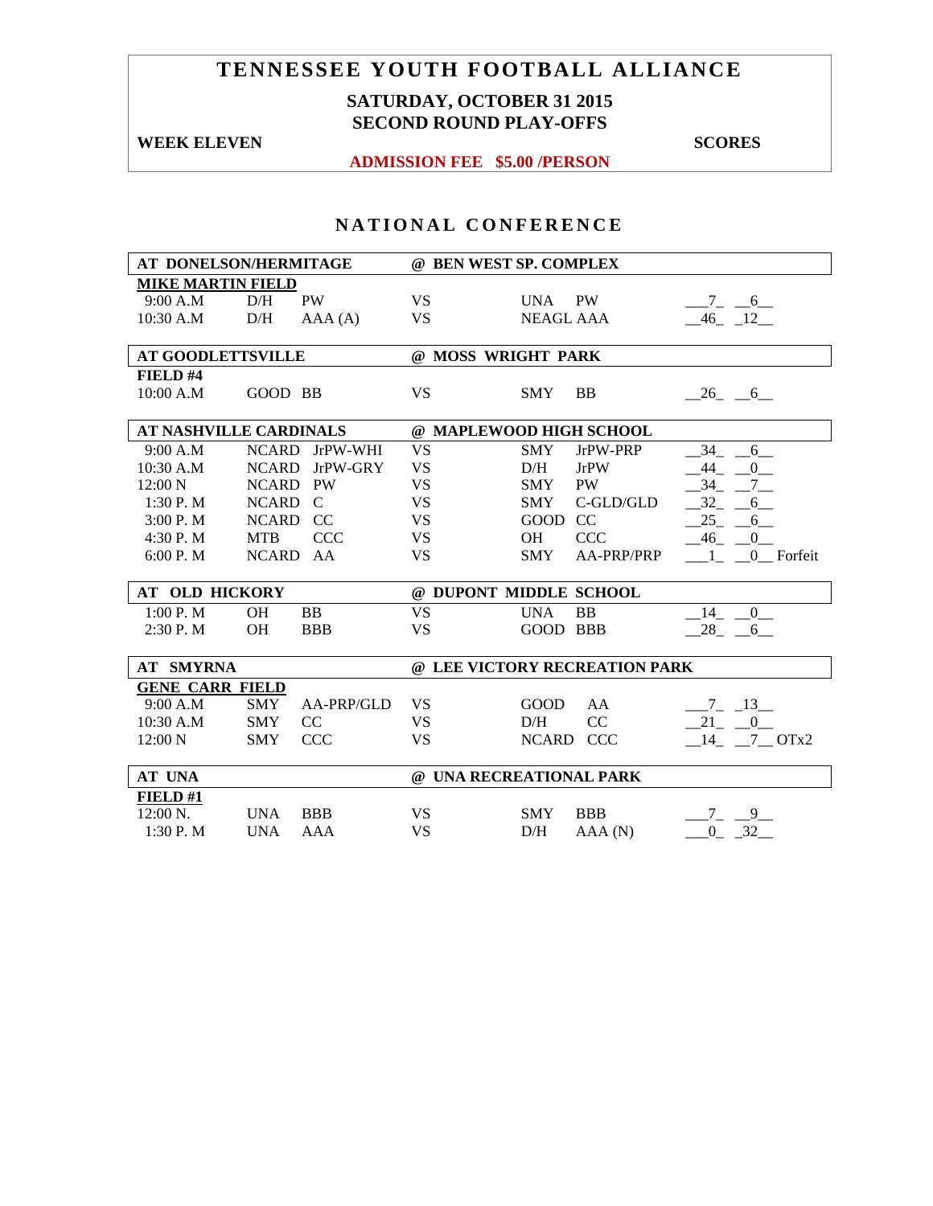# TENNESSEE YOUTH FOOTBALL ALLIANCE

**SATURDAY, OCTOBER 31 2015**
**SECOND ROUND PLAY-OFFS**

**WEEK ELEVEN** | **SCORES**

**ADMISSION FEE $5.00 /PERSON**

## NATIONAL CONFERENCE

| AT DONELSON/HERMITAGE | | | | @ BEN WEST SP. COMPLEX | | |
|---|---|---|---|---|---|---|
| **MIKE MARTIN FIELD** | | | | | | |
| 9:00 A.M | D/H | PW | VS | UNA | PW | 7 6 |
| 10:30 A.M | D/H | AAA (A) | VS | NEAGL AAA | | 46 12 |

| AT GOODLETTSVILLE | | | | @ MOSS WRIGHT PARK | | |
|---|---|---|---|---|---|---|
| **FIELD #4** | | | | | | |
| 10:00 A.M | GOOD | BB | VS | SMY | BB | 26 6 |

| AT NASHVILLE CARDINALS | | | | @ MAPLEWOOD HIGH SCHOOL | | |
|---|---|---|---|---|---|---|
| 9:00 A.M | NCARD | JrPW-WHI | VS | SMY | JrPW-PRP | 34 6 |
| 10:30 A.M | NCARD | JrPW-GRY | VS | D/H | JrPW | 44 0 |
| 12:00 N | NCARD | PW | VS | SMY | PW | 34 7 |
| 1:30 P. M | NCARD | C | VS | SMY | C-GLD/GLD | 32 6 |
| 3:00 P. M | NCARD | CC | VS | GOOD | CC | 25 6 |
| 4:30 P. M | MTB | CCC | VS | OH | CCC | 46 0 |
| 6:00 P. M | NCARD | AA | VS | SMY | AA-PRP/PRP | 1 0 Forfeit |

| AT OLD HICKORY | | | | @ DUPONT MIDDLE SCHOOL | | |
|---|---|---|---|---|---|---|
| 1:00 P. M | OH | BB | VS | UNA | BB | 14 0 |
| 2:30 P. M | OH | BBB | VS | GOOD | BBB | 28 6 |

| AT SMYRNA | | | | @ LEE VICTORY RECREATION PARK | | |
|---|---|---|---|---|---|---|
| **GENE CARR FIELD** | | | | | | |
| 9:00 A.M | SMY | AA-PRP/GLD | VS | GOOD | AA | 7 13 |
| 10:30 A.M | SMY | CC | VS | D/H | CC | 21 0 |
| 12:00 N | SMY | CCC | VS | NCARD | CCC | 14 7 OTx2 |

| AT UNA | | | | @ UNA RECREATIONAL PARK | | |
|---|---|---|---|---|---|---|
| **FIELD #1** | | | | | | |
| 12:00 N. | UNA | BBB | VS | SMY | BBB | 7 9 |
| 1:30 P. M | UNA | AAA | VS | D/H | AAA (N) | 0 32 |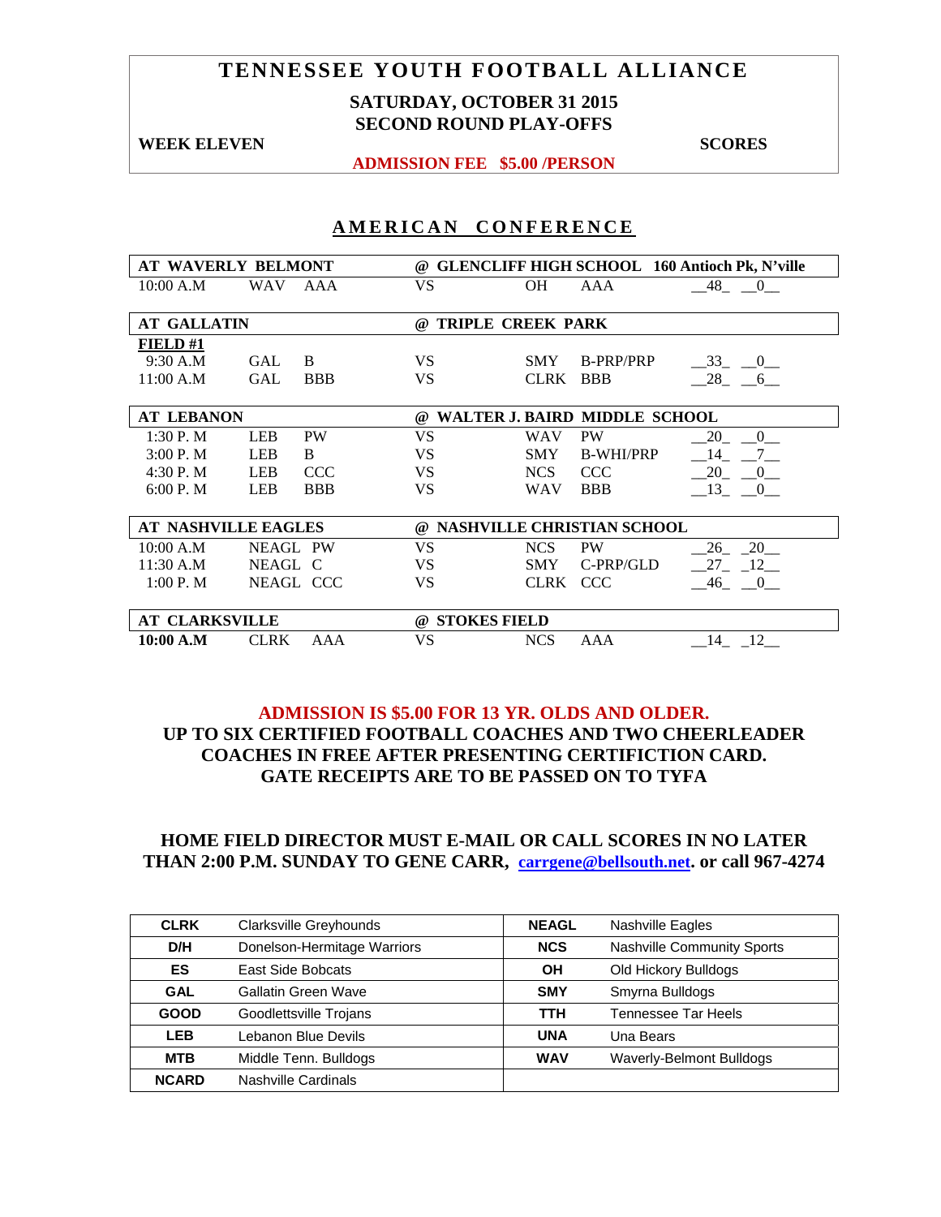# TENNESSEE YOUTH FOOTBALL ALLIANCE

**SATURDAY, OCTOBER 31 2015**
**SECOND ROUND PLAY-OFFS**

**WEEK ELEVEN** **SCORES**

**ADMISSION FEE $5.00 /PERSON**

## AMERICAN CONFERENCE

| AT WAVERLY BELMONT | | | @ GLENCLIFF HIGH SCHOOL 160 Antioch Pk, N'ville | | | |
|---|---|---|---|---|---|---|
| 10:00 A.M | WAV | AAA | VS | OH | AAA | 48 0 |

| AT GALLATIN | | | @ TRIPLE CREEK PARK | | | |
|---|---|---|---|---|---|---|
| **FIELD #1** | | | | | | |
| 9:30 A.M | GAL | B | VS | SMY | B-PRP/PRP | 33 0 |
| 11:00 A.M | GAL | BBB | VS | CLRK | BBB | 28 6 |

| AT LEBANON | | | @ WALTER J. BAIRD MIDDLE SCHOOL | | | |
|---|---|---|---|---|---|---|
| 1:30 P. M | LEB | PW | VS | WAV | PW | 20 0 |
| 3:00 P. M | LEB | B | VS | SMY | B-WHI/PRP | 14 7 |
| 4:30 P. M | LEB | CCC | VS | NCS | CCC | 20 0 |
| 6:00 P. M | LEB | BBB | VS | WAV | BBB | 13 0 |

| AT NASHVILLE EAGLES | | | @ NASHVILLE CHRISTIAN SCHOOL | | | |
|---|---|---|---|---|---|---|
| 10:00 A.M | NEAGL | PW | VS | NCS | PW | 26 20 |
| 11:30 A.M | NEAGL | C | VS | SMY | C-PRP/GLD | 27 12 |
| 1:00 P. M | NEAGL | CCC | VS | CLRK | CCC | 46 0 |

| AT CLARKSVILLE | | | @ STOKES FIELD | | | |
|---|---|---|---|---|---|---|
| **10:00 A.M** | CLRK | AAA | VS | NCS | AAA | 14 12 |

**ADMISSION IS $5.00 FOR 13 YR. OLDS AND OLDER.**
**UP TO SIX CERTIFIED FOOTBALL COACHES AND TWO CHEERLEADER COACHES IN FREE AFTER PRESENTING CERTIFICATION CARD.**
**GATE RECEIPTS ARE TO BE PASSED ON TO TYFA**

**HOME FIELD DIRECTOR MUST E-MAIL OR CALL SCORES IN NO LATER THAN 2:00 P.M. SUNDAY TO GENE CARR, carrgene@bellsouth.net. or call 967-4274**

| | | | |
|---|---|---|---|
| **CLRK** | Clarksville Greyhounds | **NEAGL** | Nashville Eagles |
| **D/H** | Donelson-Hermitage Warriors | **NCS** | Nashville Community Sports |
| **ES** | East Side Bobcats | **OH** | Old Hickory Bulldogs |
| **GAL** | Gallatin Green Wave | **SMY** | Smyrna Bulldogs |
| **GOOD** | Goodlettsville Trojans | **TTH** | Tennessee Tar Heels |
| **LEB** | Lebanon Blue Devils | **UNA** | Una Bears |
| **MTB** | Middle Tenn. Bulldogs | **WAV** | Waverly-Belmont Bulldogs |
| **NCARD** | Nashville Cardinals | | |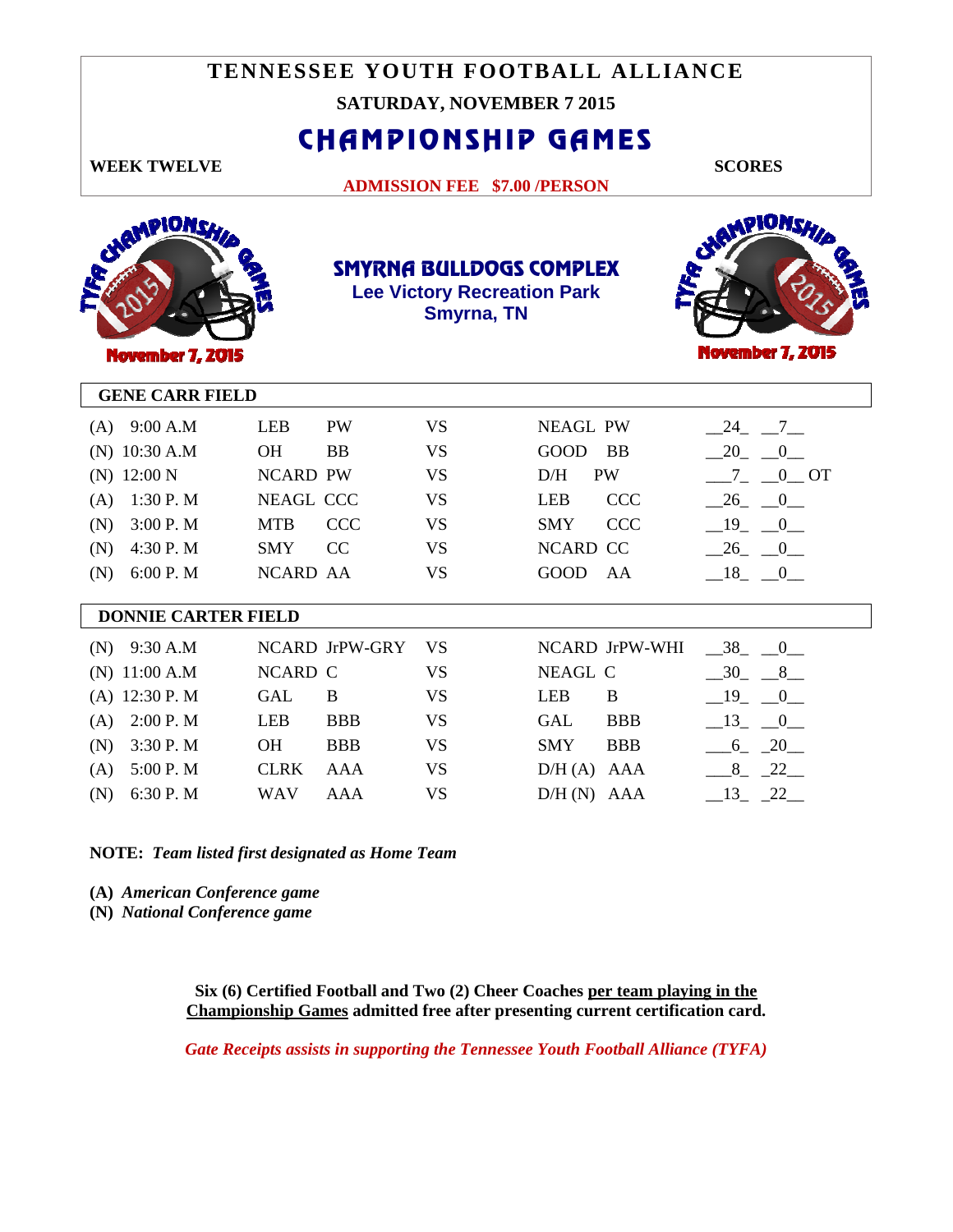# TENNESSEE YOUTH FOOTBALL ALLIANCE

**SATURDAY, NOVEMBER 7 2015**

# CHAMPIONSHIP GAMES

**WEEK TWELVE** **SCORES**

**ADMISSION FEE $7.00 /PERSON**

November 7, 2015

## SMYRNA BULLDOGS COMPLEX

**Lee Victory Recreation Park**
**Smyrna, TN**

November 7, 2015

### GENE CARR FIELD

| | | | | | | | |
|---|---|---|---|---|---|---|---|
| (A) | 9:00 A.M | LEB | PW | VS | NEAGL PW | __24_ | __7__ |
| (N) | 10:30 A.M | OH | BB | VS | GOOD BB | __20_ | __0__ |
| (N) | 12:00 N | NCARD | PW | VS | D/H PW | ___7_ | __0__ OT |
| (A) | 1:30 P. M | NEAGL | CCC | VS | LEB CCC | __26_ | __0__ |
| (N) | 3:00 P. M | MTB | CCC | VS | SMY CCC | __19_ | __0__ |
| (N) | 4:30 P. M | SMY | CC | VS | NCARD CC | __26_ | __0__ |
| (N) | 6:00 P. M | NCARD | AA | VS | GOOD AA | __18_ | __0__ |

### DONNIE CARTER FIELD

| | | | | | | | |
|---|---|---|---|---|---|---|---|
| (N) | 9:30 A.M | NCARD | JrPW-GRY | VS | NCARD JrPW-WHI | __38_ | __0__ |
| (N) | 11:00 A.M | NCARD | C | VS | NEAGL C | __30_ | __8__ |
| (A) | 12:30 P. M | GAL | B | VS | LEB B | __19_ | __0__ |
| (A) | 2:00 P. M | LEB | BBB | VS | GAL BBB | __13_ | __0__ |
| (N) | 3:30 P. M | OH | BBB | VS | SMY BBB | ___6_ | _20__ |
| (A) | 5:00 P. M | CLRK | AAA | VS | D/H (A) AAA | ___8_ | _22__ |
| (N) | 6:30 P. M | WAV | AAA | VS | D/H (N) AAA | __13_ | _22__ |

**NOTE:** *Team listed first designated as Home Team*

**(A)** *American Conference game*
**(N)** *National Conference game*

**Six (6) Certified Football and Two (2) Cheer Coaches per team playing in the Championship Games admitted free after presenting current certification card.**

*Gate Receipts assists in supporting the Tennessee Youth Football Alliance (TYFA)*